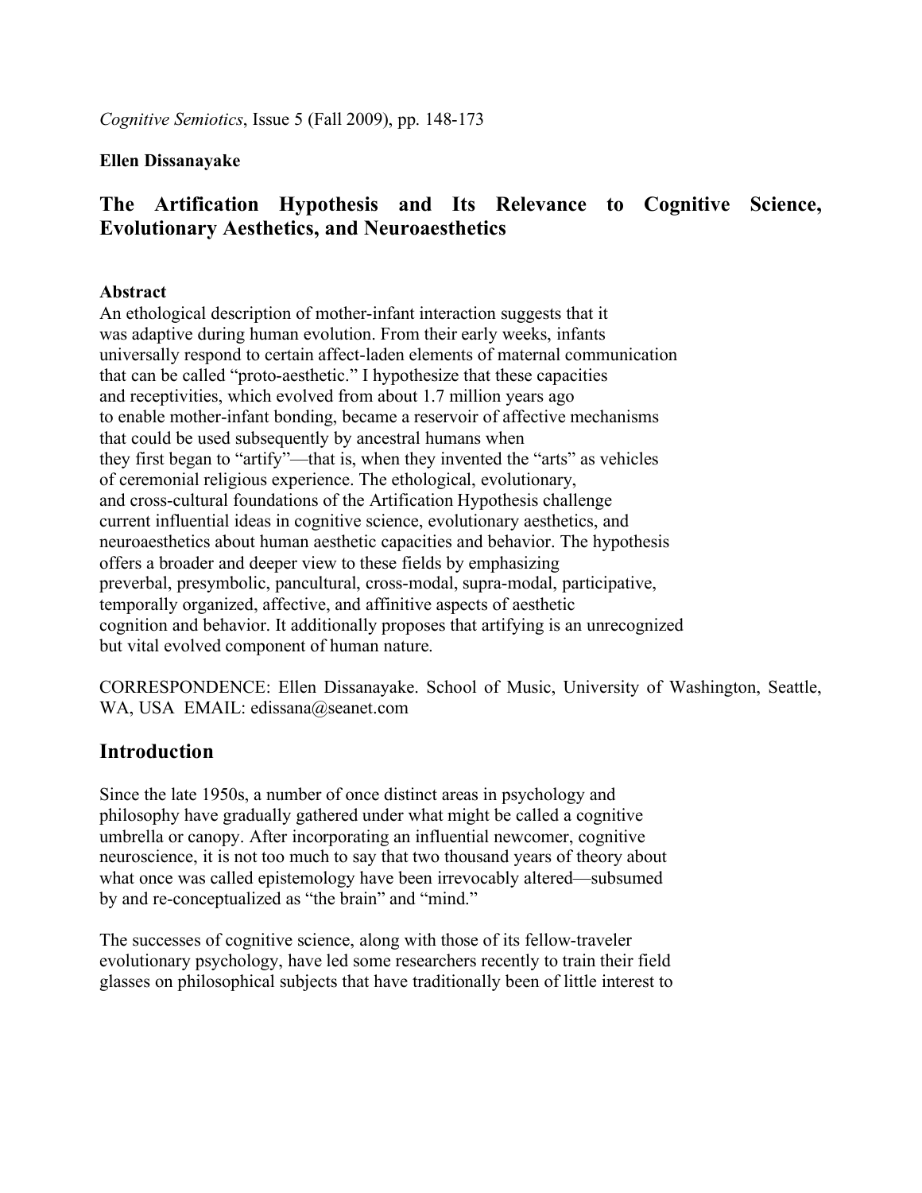*Cognitive Semiotics*, Issue 5 (Fall 2009), pp. 148-173

**Ellen Dissanayake**

# The Artification Hypothesis and Its Relevance to Cognitive Science, Evolutionary Aesthetics, and Neuroaesthetics

**Abstract**

An ethological description of mother-infant interaction suggests that it was adaptive during human evolution. From their early weeks, infants universally respond to certain affect-laden elements of maternal communication that can be called "proto-aesthetic." I hypothesize that these capacities and receptivities, which evolved from about 1.7 million years ago to enable mother-infant bonding, became a reservoir of affective mechanisms that could be used subsequently by ancestral humans when they first began to "artify"—that is, when they invented the "arts" as vehicles of ceremonial religious experience. The ethological, evolutionary, and cross-cultural foundations of the Artification Hypothesis challenge current influential ideas in cognitive science, evolutionary aesthetics, and neuroaesthetics about human aesthetic capacities and behavior. The hypothesis offers a broader and deeper view to these fields by emphasizing preverbal, presymbolic, pancultural, cross-modal, supra-modal, participative, temporally organized, affective, and affinitive aspects of aesthetic cognition and behavior. It additionally proposes that artifying is an unrecognized but vital evolved component of human nature.

CORRESPONDENCE: Ellen Dissanayake. School of Music, University of Washington, Seattle, WA, USA EMAIL: edissana@seanet.com

## Introduction

Since the late 1950s, a number of once distinct areas in psychology and philosophy have gradually gathered under what might be called a cognitive umbrella or canopy. After incorporating an influential newcomer, cognitive neuroscience, it is not too much to say that two thousand years of theory about what once was called epistemology have been irrevocably altered—subsumed by and re-conceptualized as "the brain" and "mind."

The successes of cognitive science, along with those of its fellow-traveler evolutionary psychology, have led some researchers recently to train their field glasses on philosophical subjects that have traditionally been of little interest to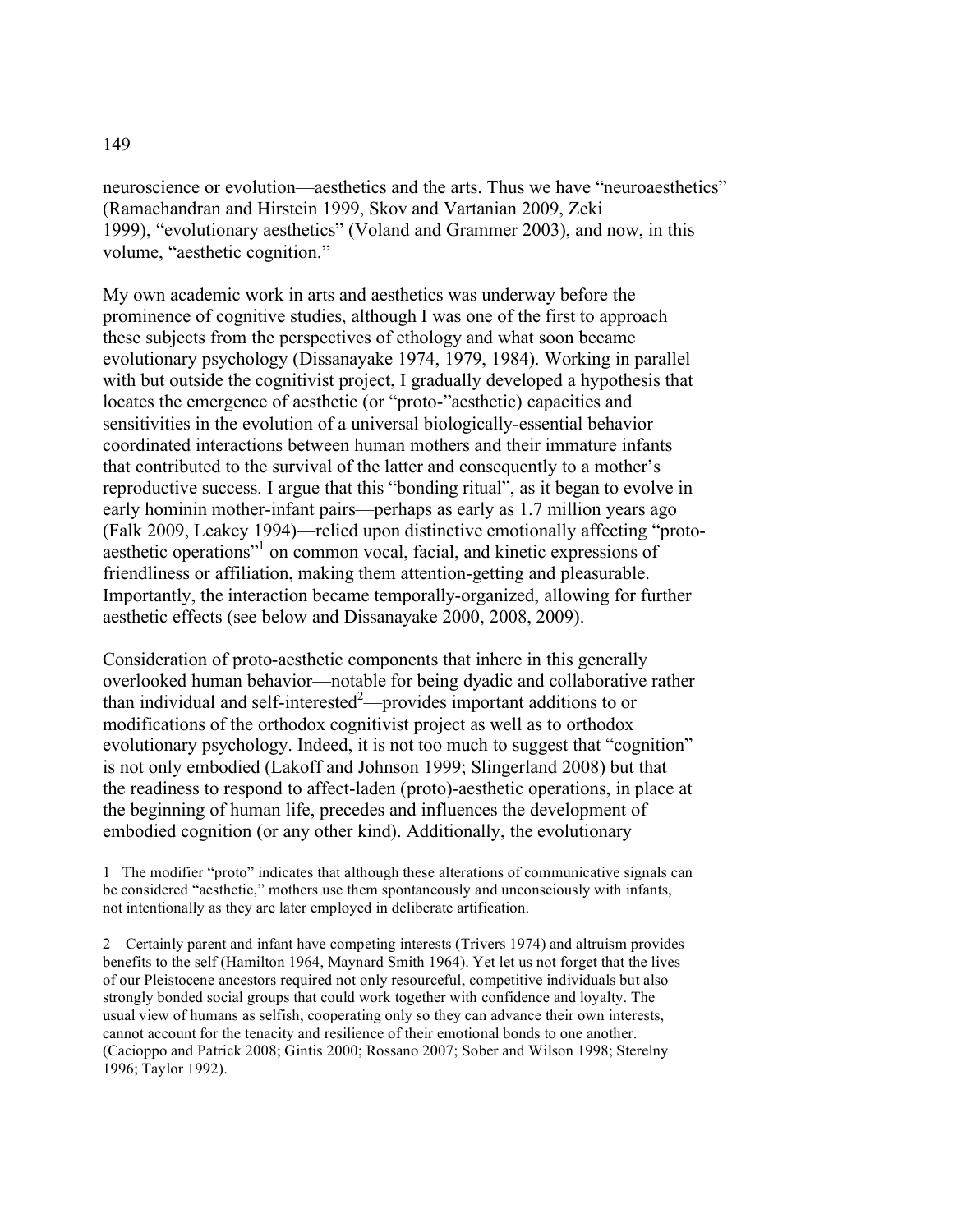neuroscience or evolution—aesthetics and the arts. Thus we have "neuroaesthetics" (Ramachandran and Hirstein 1999, Skov and Vartanian 2009, Zeki 1999), "evolutionary aesthetics" (Voland and Grammer 2003), and now, in this volume, "aesthetic cognition."

My own academic work in arts and aesthetics was underway before the prominence of cognitive studies, although I was one of the first to approach these subjects from the perspectives of ethology and what soon became evolutionary psychology (Dissanayake 1974, 1979, 1984). Working in parallel with but outside the cognitivist project, I gradually developed a hypothesis that locates the emergence of aesthetic (or "proto-"aesthetic) capacities and sensitivities in the evolution of a universal biologically-essential behavior—coordinated interactions between human mothers and their immature infants that contributed to the survival of the latter and consequently to a mother's reproductive success. I argue that this "bonding ritual", as it began to evolve in early hominin mother-infant pairs—perhaps as early as 1.7 million years ago (Falk 2009, Leakey 1994)—relied upon distinctive emotionally affecting "proto-aesthetic operations"[1] on common vocal, facial, and kinetic expressions of friendliness or affiliation, making them attention-getting and pleasurable. Importantly, the interaction became temporally-organized, allowing for further aesthetic effects (see below and Dissanayake 2000, 2008, 2009).

Consideration of proto-aesthetic components that inhere in this generally overlooked human behavior—notable for being dyadic and collaborative rather than individual and self-interested[2]—provides important additions to or modifications of the orthodox cognitivist project as well as to orthodox evolutionary psychology. Indeed, it is not too much to suggest that "cognition" is not only embodied (Lakoff and Johnson 1999; Slingerland 2008) but that the readiness to respond to affect-laden (proto)-aesthetic operations, in place at the beginning of human life, precedes and influences the development of embodied cognition (or any other kind). Additionally, the evolutionary

1 The modifier "proto" indicates that although these alterations of communicative signals can be considered "aesthetic," mothers use them spontaneously and unconsciously with infants, not intentionally as they are later employed in deliberate artification.

2 Certainly parent and infant have competing interests (Trivers 1974) and altruism provides benefits to the self (Hamilton 1964, Maynard Smith 1964). Yet let us not forget that the lives of our Pleistocene ancestors required not only resourceful, competitive individuals but also strongly bonded social groups that could work together with confidence and loyalty. The usual view of humans as selfish, cooperating only so they can advance their own interests, cannot account for the tenacity and resilience of their emotional bonds to one another. (Cacioppo and Patrick 2008; Gintis 2000; Rossano 2007; Sober and Wilson 1998; Sterelny 1996; Taylor 1992).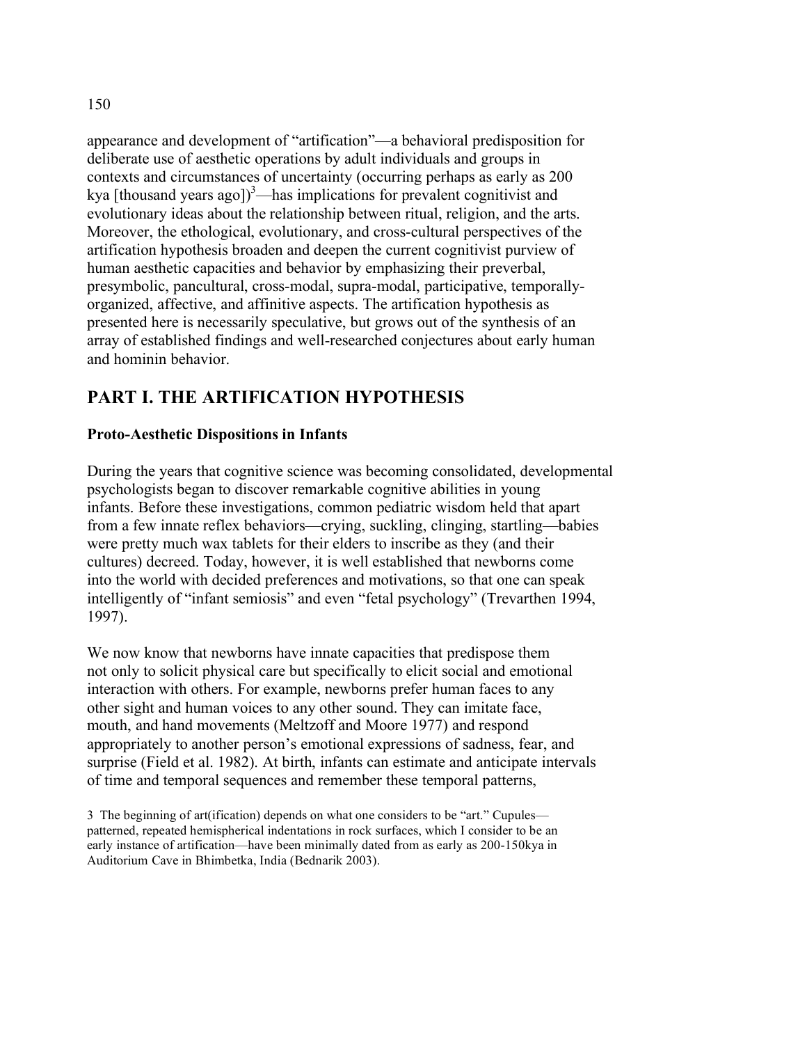appearance and development of "artification"—a behavioral predisposition for deliberate use of aesthetic operations by adult individuals and groups in contexts and circumstances of uncertainty (occurring perhaps as early as 200 kya [thousand years ago])[3]—has implications for prevalent cognitivist and evolutionary ideas about the relationship between ritual, religion, and the arts. Moreover, the ethological, evolutionary, and cross-cultural perspectives of the artification hypothesis broaden and deepen the current cognitivist purview of human aesthetic capacities and behavior by emphasizing their preverbal, presymbolic, pancultural, cross-modal, supra-modal, participative, temporally-organized, affective, and affinitive aspects. The artification hypothesis as presented here is necessarily speculative, but grows out of the synthesis of an array of established findings and well-researched conjectures about early human and hominin behavior.

## PART I. THE ARTIFICATION HYPOTHESIS

### Proto-Aesthetic Dispositions in Infants

During the years that cognitive science was becoming consolidated, developmental psychologists began to discover remarkable cognitive abilities in young infants. Before these investigations, common pediatric wisdom held that apart from a few innate reflex behaviors—crying, suckling, clinging, startling—babies were pretty much wax tablets for their elders to inscribe as they (and their cultures) decreed. Today, however, it is well established that newborns come into the world with decided preferences and motivations, so that one can speak intelligently of "infant semiosis" and even "fetal psychology" (Trevarthen 1994, 1997).

We now know that newborns have innate capacities that predispose them not only to solicit physical care but specifically to elicit social and emotional interaction with others. For example, newborns prefer human faces to any other sight and human voices to any other sound. They can imitate face, mouth, and hand movements (Meltzoff and Moore 1977) and respond appropriately to another person's emotional expressions of sadness, fear, and surprise (Field et al. 1982). At birth, infants can estimate and anticipate intervals of time and temporal sequences and remember these temporal patterns,

3 The beginning of art(ification) depends on what one considers to be "art." Cupules—patterned, repeated hemispherical indentations in rock surfaces, which I consider to be an early instance of artification—have been minimally dated from as early as 200-150kya in Auditorium Cave in Bhimbetka, India (Bednarik 2003).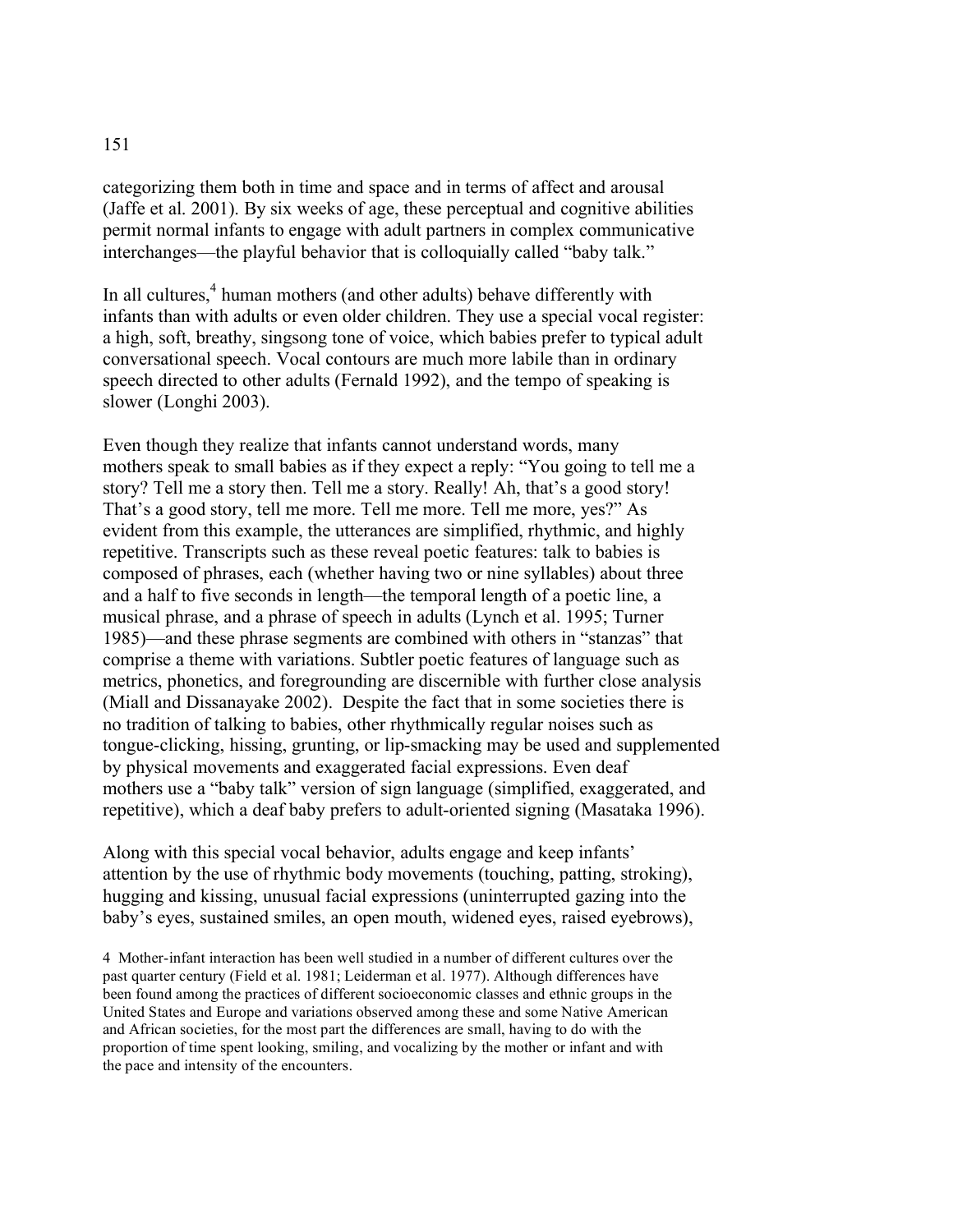categorizing them both in time and space and in terms of affect and arousal (Jaffe et al. 2001). By six weeks of age, these perceptual and cognitive abilities permit normal infants to engage with adult partners in complex communicative interchanges—the playful behavior that is colloquially called "baby talk."

In all cultures,[4] human mothers (and other adults) behave differently with infants than with adults or even older children. They use a special vocal register: a high, soft, breathy, singsong tone of voice, which babies prefer to typical adult conversational speech. Vocal contours are much more labile than in ordinary speech directed to other adults (Fernald 1992), and the tempo of speaking is slower (Longhi 2003).

Even though they realize that infants cannot understand words, many mothers speak to small babies as if they expect a reply: "You going to tell me a story? Tell me a story then. Tell me a story. Really! Ah, that's a good story! That's a good story, tell me more. Tell me more. Tell me more, yes?" As evident from this example, the utterances are simplified, rhythmic, and highly repetitive. Transcripts such as these reveal poetic features: talk to babies is composed of phrases, each (whether having two or nine syllables) about three and a half to five seconds in length—the temporal length of a poetic line, a musical phrase, and a phrase of speech in adults (Lynch et al. 1995; Turner 1985)—and these phrase segments are combined with others in "stanzas" that comprise a theme with variations. Subtler poetic features of language such as metrics, phonetics, and foregrounding are discernible with further close analysis (Miall and Dissanayake 2002). Despite the fact that in some societies there is no tradition of talking to babies, other rhythmically regular noises such as tongue-clicking, hissing, grunting, or lip-smacking may be used and supplemented by physical movements and exaggerated facial expressions. Even deaf mothers use a "baby talk" version of sign language (simplified, exaggerated, and repetitive), which a deaf baby prefers to adult-oriented signing (Masataka 1996).

Along with this special vocal behavior, adults engage and keep infants' attention by the use of rhythmic body movements (touching, patting, stroking), hugging and kissing, unusual facial expressions (uninterrupted gazing into the baby's eyes, sustained smiles, an open mouth, widened eyes, raised eyebrows),

4 Mother-infant interaction has been well studied in a number of different cultures over the past quarter century (Field et al. 1981; Leiderman et al. 1977). Although differences have been found among the practices of different socioeconomic classes and ethnic groups in the United States and Europe and variations observed among these and some Native American and African societies, for the most part the differences are small, having to do with the proportion of time spent looking, smiling, and vocalizing by the mother or infant and with the pace and intensity of the encounters.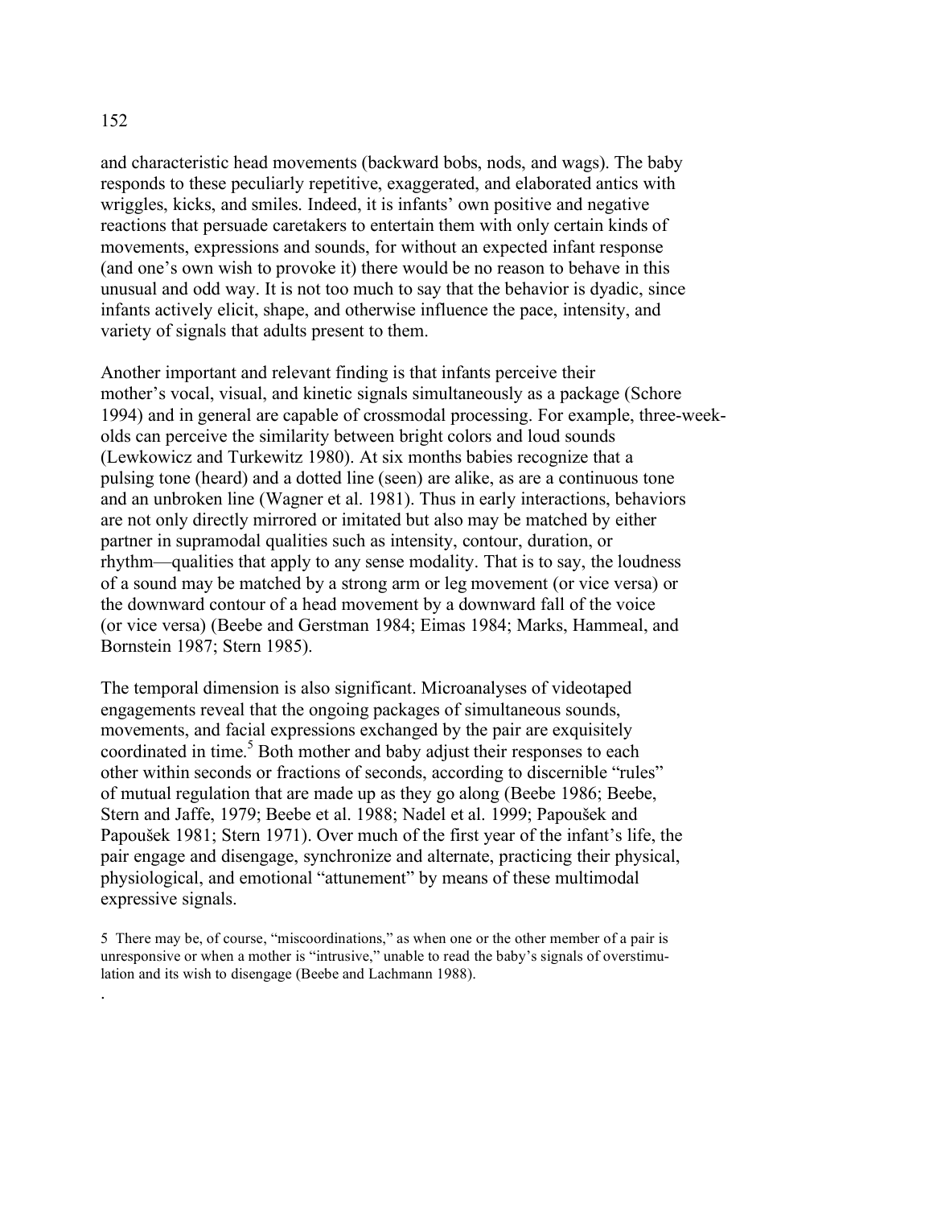and characteristic head movements (backward bobs, nods, and wags). The baby responds to these peculiarly repetitive, exaggerated, and elaborated antics with wriggles, kicks, and smiles. Indeed, it is infants' own positive and negative reactions that persuade caretakers to entertain them with only certain kinds of movements, expressions and sounds, for without an expected infant response (and one's own wish to provoke it) there would be no reason to behave in this unusual and odd way. It is not too much to say that the behavior is dyadic, since infants actively elicit, shape, and otherwise influence the pace, intensity, and variety of signals that adults present to them.

Another important and relevant finding is that infants perceive their mother's vocal, visual, and kinetic signals simultaneously as a package (Schore 1994) and in general are capable of crossmodal processing. For example, three-week-olds can perceive the similarity between bright colors and loud sounds (Lewkowicz and Turkewitz 1980). At six months babies recognize that a pulsing tone (heard) and a dotted line (seen) are alike, as are a continuous tone and an unbroken line (Wagner et al. 1981). Thus in early interactions, behaviors are not only directly mirrored or imitated but also may be matched by either partner in supramodal qualities such as intensity, contour, duration, or rhythm—qualities that apply to any sense modality. That is to say, the loudness of a sound may be matched by a strong arm or leg movement (or vice versa) or the downward contour of a head movement by a downward fall of the voice (or vice versa) (Beebe and Gerstman 1984; Eimas 1984; Marks, Hammeal, and Bornstein 1987; Stern 1985).

The temporal dimension is also significant. Microanalyses of videotaped engagements reveal that the ongoing packages of simultaneous sounds, movements, and facial expressions exchanged by the pair are exquisitely coordinated in time.[5] Both mother and baby adjust their responses to each other within seconds or fractions of seconds, according to discernible "rules" of mutual regulation that are made up as they go along (Beebe 1986; Beebe, Stern and Jaffe, 1979; Beebe et al. 1988; Nadel et al. 1999; Papoušek and Papoušek 1981; Stern 1971). Over much of the first year of the infant's life, the pair engage and disengage, synchronize and alternate, practicing their physical, physiological, and emotional "attunement" by means of these multimodal expressive signals.

5 There may be, of course, "miscoordinations," as when one or the other member of a pair is unresponsive or when a mother is "intrusive," unable to read the baby's signals of overstimulation and its wish to disengage (Beebe and Lachmann 1988).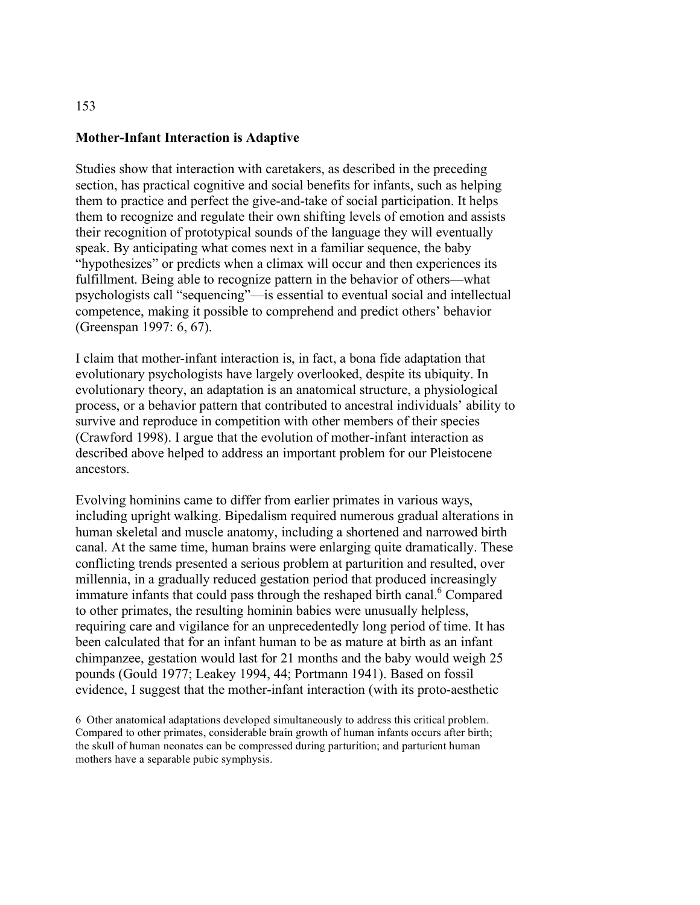## Mother-Infant Interaction is Adaptive

Studies show that interaction with caretakers, as described in the preceding section, has practical cognitive and social benefits for infants, such as helping them to practice and perfect the give-and-take of social participation. It helps them to recognize and regulate their own shifting levels of emotion and assists their recognition of prototypical sounds of the language they will eventually speak. By anticipating what comes next in a familiar sequence, the baby "hypothesizes" or predicts when a climax will occur and then experiences its fulfillment. Being able to recognize pattern in the behavior of others—what psychologists call "sequencing"—is essential to eventual social and intellectual competence, making it possible to comprehend and predict others' behavior (Greenspan 1997: 6, 67).

I claim that mother-infant interaction is, in fact, a bona fide adaptation that evolutionary psychologists have largely overlooked, despite its ubiquity. In evolutionary theory, an adaptation is an anatomical structure, a physiological process, or a behavior pattern that contributed to ancestral individuals' ability to survive and reproduce in competition with other members of their species (Crawford 1998). I argue that the evolution of mother-infant interaction as described above helped to address an important problem for our Pleistocene ancestors.

Evolving hominins came to differ from earlier primates in various ways, including upright walking. Bipedalism required numerous gradual alterations in human skeletal and muscle anatomy, including a shortened and narrowed birth canal. At the same time, human brains were enlarging quite dramatically. These conflicting trends presented a serious problem at parturition and resulted, over millennia, in a gradually reduced gestation period that produced increasingly immature infants that could pass through the reshaped birth canal.[6] Compared to other primates, the resulting hominin babies were unusually helpless, requiring care and vigilance for an unprecedentedly long period of time. It has been calculated that for an infant human to be as mature at birth as an infant chimpanzee, gestation would last for 21 months and the baby would weigh 25 pounds (Gould 1977; Leakey 1994, 44; Portmann 1941). Based on fossil evidence, I suggest that the mother-infant interaction (with its proto-aesthetic

6 Other anatomical adaptations developed simultaneously to address this critical problem. Compared to other primates, considerable brain growth of human infants occurs after birth; the skull of human neonates can be compressed during parturition; and parturient human mothers have a separable pubic symphysis.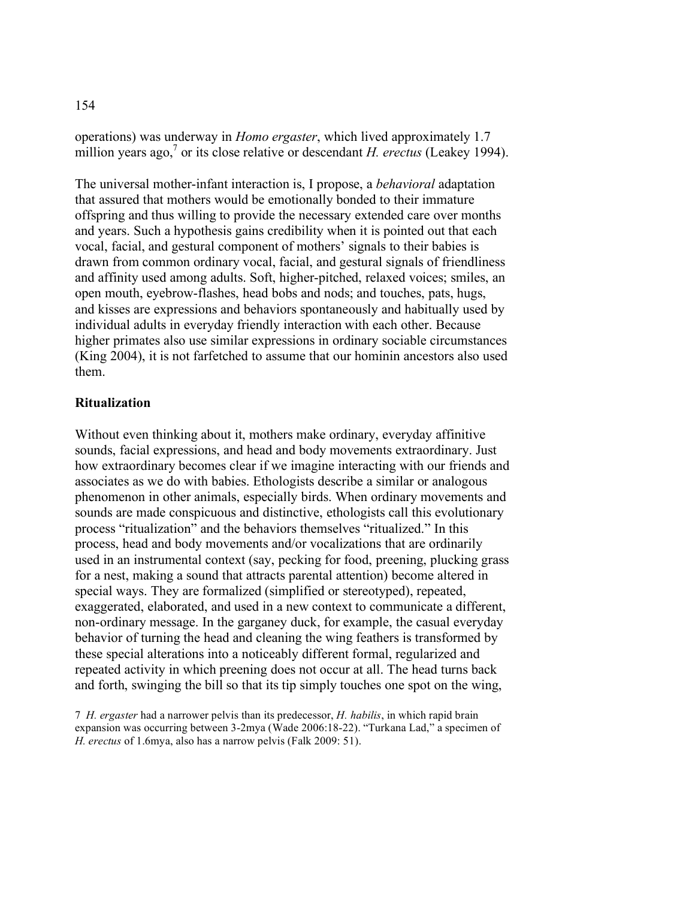operations) was underway in *Homo ergaster*, which lived approximately 1.7 million years ago,[7] or its close relative or descendant *H. erectus* (Leakey 1994).

The universal mother-infant interaction is, I propose, a *behavioral* adaptation that assured that mothers would be emotionally bonded to their immature offspring and thus willing to provide the necessary extended care over months and years. Such a hypothesis gains credibility when it is pointed out that each vocal, facial, and gestural component of mothers' signals to their babies is drawn from common ordinary vocal, facial, and gestural signals of friendliness and affinity used among adults. Soft, higher-pitched, relaxed voices; smiles, an open mouth, eyebrow-flashes, head bobs and nods; and touches, pats, hugs, and kisses are expressions and behaviors spontaneously and habitually used by individual adults in everyday friendly interaction with each other. Because higher primates also use similar expressions in ordinary sociable circumstances (King 2004), it is not farfetched to assume that our hominin ancestors also used them.

## Ritualization

Without even thinking about it, mothers make ordinary, everyday affinitive sounds, facial expressions, and head and body movements extraordinary. Just how extraordinary becomes clear if we imagine interacting with our friends and associates as we do with babies. Ethologists describe a similar or analogous phenomenon in other animals, especially birds. When ordinary movements and sounds are made conspicuous and distinctive, ethologists call this evolutionary process "ritualization" and the behaviors themselves "ritualized." In this process, head and body movements and/or vocalizations that are ordinarily used in an instrumental context (say, pecking for food, preening, plucking grass for a nest, making a sound that attracts parental attention) become altered in special ways. They are formalized (simplified or stereotyped), repeated, exaggerated, elaborated, and used in a new context to communicate a different, non-ordinary message. In the garganey duck, for example, the casual everyday behavior of turning the head and cleaning the wing feathers is transformed by these special alterations into a noticeably different formal, regularized and repeated activity in which preening does not occur at all. The head turns back and forth, swinging the bill so that its tip simply touches one spot on the wing,

7 *H. ergaster* had a narrower pelvis than its predecessor, *H. habilis*, in which rapid brain expansion was occurring between 3-2mya (Wade 2006:18-22). "Turkana Lad," a specimen of *H. erectus* of 1.6mya, also has a narrow pelvis (Falk 2009: 51).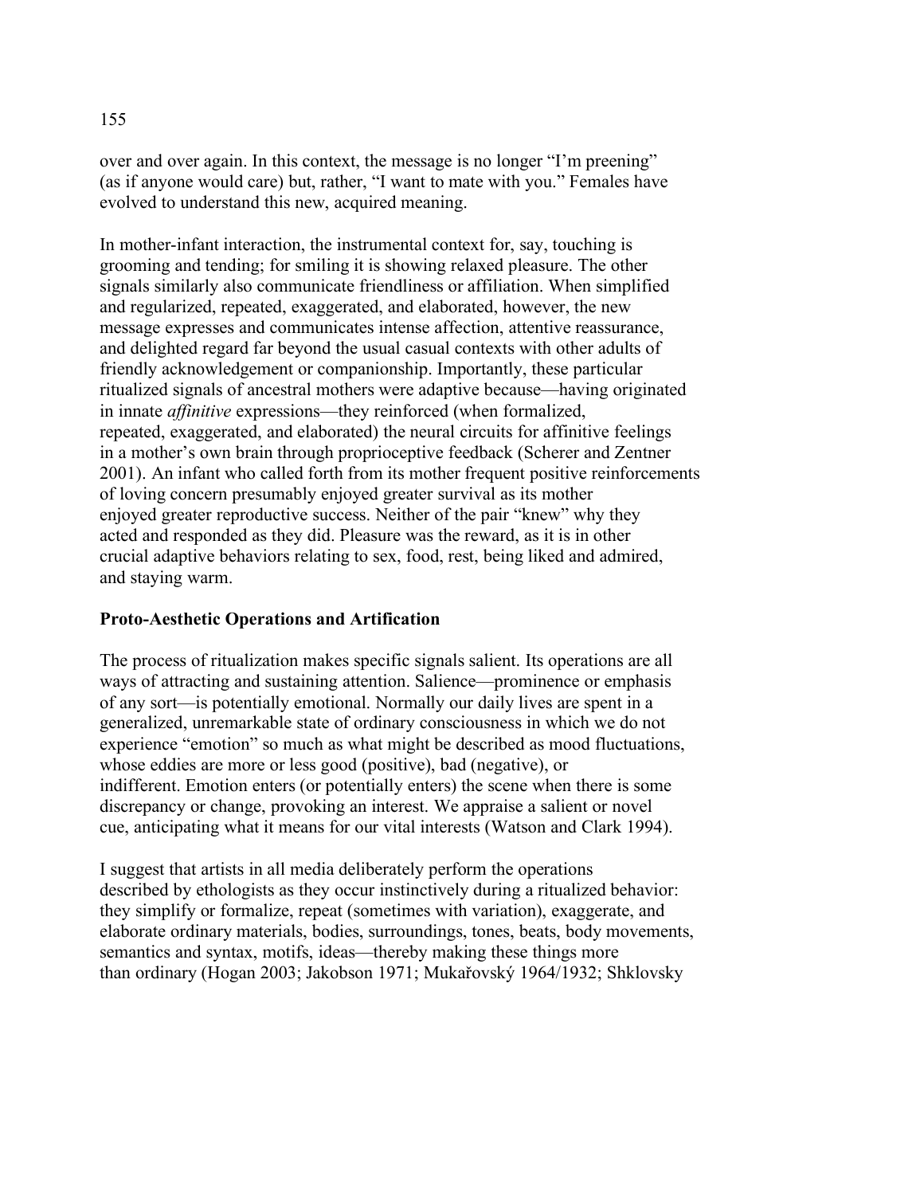over and over again. In this context, the message is no longer "I'm preening" (as if anyone would care) but, rather, "I want to mate with you." Females have evolved to understand this new, acquired meaning.

In mother-infant interaction, the instrumental context for, say, touching is grooming and tending; for smiling it is showing relaxed pleasure. The other signals similarly also communicate friendliness or affiliation. When simplified and regularized, repeated, exaggerated, and elaborated, however, the new message expresses and communicates intense affection, attentive reassurance, and delighted regard far beyond the usual casual contexts with other adults of friendly acknowledgement or companionship. Importantly, these particular ritualized signals of ancestral mothers were adaptive because—having originated in innate *affinitive* expressions—they reinforced (when formalized, repeated, exaggerated, and elaborated) the neural circuits for affinitive feelings in a mother's own brain through proprioceptive feedback (Scherer and Zentner 2001). An infant who called forth from its mother frequent positive reinforcements of loving concern presumably enjoyed greater survival as its mother enjoyed greater reproductive success. Neither of the pair "knew" why they acted and responded as they did. Pleasure was the reward, as it is in other crucial adaptive behaviors relating to sex, food, rest, being liked and admired, and staying warm.

## Proto-Aesthetic Operations and Artification

The process of ritualization makes specific signals salient. Its operations are all ways of attracting and sustaining attention. Salience—prominence or emphasis of any sort—is potentially emotional. Normally our daily lives are spent in a generalized, unremarkable state of ordinary consciousness in which we do not experience "emotion" so much as what might be described as mood fluctuations, whose eddies are more or less good (positive), bad (negative), or indifferent. Emotion enters (or potentially enters) the scene when there is some discrepancy or change, provoking an interest. We appraise a salient or novel cue, anticipating what it means for our vital interests (Watson and Clark 1994).

I suggest that artists in all media deliberately perform the operations described by ethologists as they occur instinctively during a ritualized behavior: they simplify or formalize, repeat (sometimes with variation), exaggerate, and elaborate ordinary materials, bodies, surroundings, tones, beats, body movements, semantics and syntax, motifs, ideas—thereby making these things more than ordinary (Hogan 2003; Jakobson 1971; Mukařovský 1964/1932; Shklovsky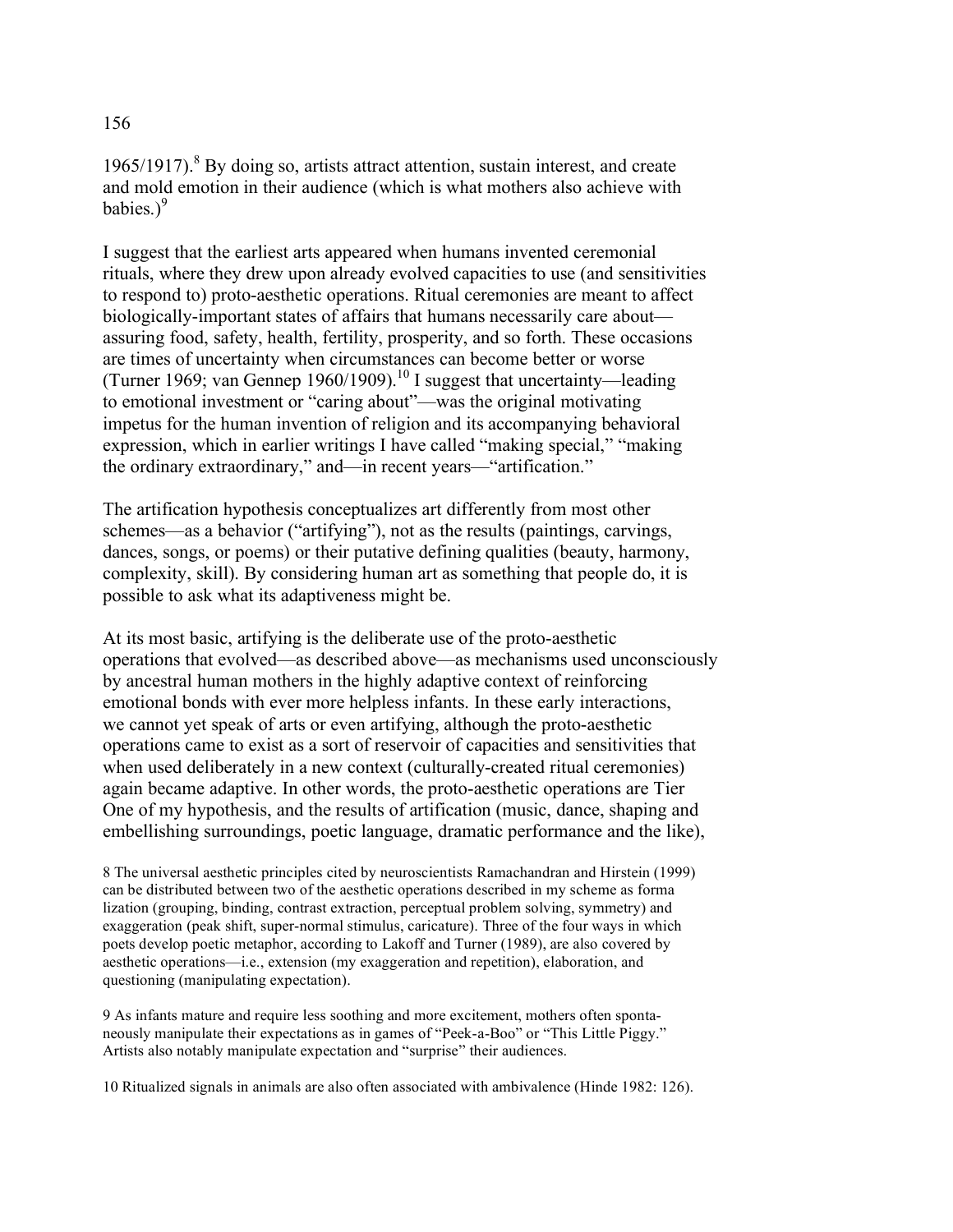1965/1917).[8] By doing so, artists attract attention, sustain interest, and create and mold emotion in their audience (which is what mothers also achieve with babies.)[9]

I suggest that the earliest arts appeared when humans invented ceremonial rituals, where they drew upon already evolved capacities to use (and sensitivities to respond to) proto-aesthetic operations. Ritual ceremonies are meant to affect biologically-important states of affairs that humans necessarily care about—assuring food, safety, health, fertility, prosperity, and so forth. These occasions are times of uncertainty when circumstances can become better or worse (Turner 1969; van Gennep 1960/1909).[10] I suggest that uncertainty—leading to emotional investment or "caring about"—was the original motivating impetus for the human invention of religion and its accompanying behavioral expression, which in earlier writings I have called "making special," "making the ordinary extraordinary," and—in recent years—"artification."

The artification hypothesis conceptualizes art differently from most other schemes—as a behavior ("artifying"), not as the results (paintings, carvings, dances, songs, or poems) or their putative defining qualities (beauty, harmony, complexity, skill). By considering human art as something that people do, it is possible to ask what its adaptiveness might be.

At its most basic, artifying is the deliberate use of the proto-aesthetic operations that evolved—as described above—as mechanisms used unconsciously by ancestral human mothers in the highly adaptive context of reinforcing emotional bonds with ever more helpless infants. In these early interactions, we cannot yet speak of arts or even artifying, although the proto-aesthetic operations came to exist as a sort of reservoir of capacities and sensitivities that when used deliberately in a new context (culturally-created ritual ceremonies) again became adaptive. In other words, the proto-aesthetic operations are Tier One of my hypothesis, and the results of artification (music, dance, shaping and embellishing surroundings, poetic language, dramatic performance and the like),

8 The universal aesthetic principles cited by neuroscientists Ramachandran and Hirstein (1999) can be distributed between two of the aesthetic operations described in my scheme as formalization (grouping, binding, contrast extraction, perceptual problem solving, symmetry) and exaggeration (peak shift, super-normal stimulus, caricature). Three of the four ways in which poets develop poetic metaphor, according to Lakoff and Turner (1989), are also covered by aesthetic operations—i.e., extension (my exaggeration and repetition), elaboration, and questioning (manipulating expectation).

9 As infants mature and require less soothing and more excitement, mothers often spontaneously manipulate their expectations as in games of "Peek-a-Boo" or "This Little Piggy." Artists also notably manipulate expectation and "surprise" their audiences.

10 Ritualized signals in animals are also often associated with ambivalence (Hinde 1982: 126).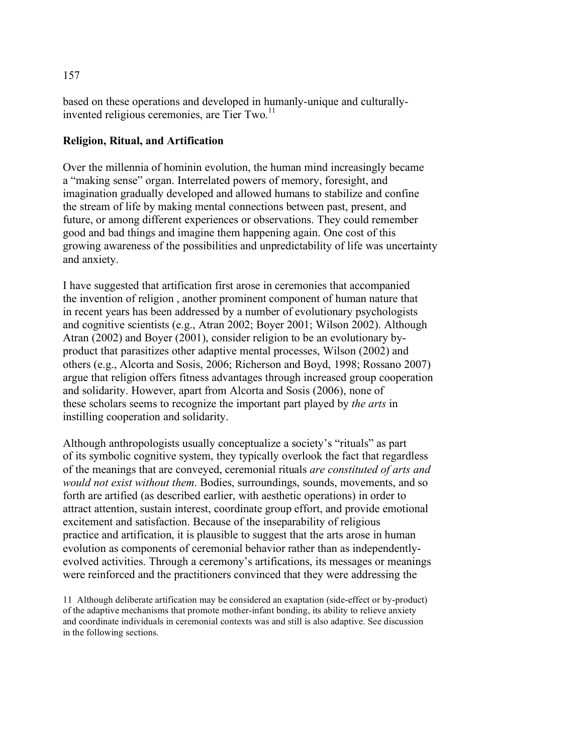based on these operations and developed in humanly-unique and culturally-invented religious ceremonies, are Tier Two.[11]

## Religion, Ritual, and Artification

Over the millennia of hominin evolution, the human mind increasingly became a "making sense" organ. Interrelated powers of memory, foresight, and imagination gradually developed and allowed humans to stabilize and confine the stream of life by making mental connections between past, present, and future, or among different experiences or observations. They could remember good and bad things and imagine them happening again. One cost of this growing awareness of the possibilities and unpredictability of life was uncertainty and anxiety.

I have suggested that artification first arose in ceremonies that accompanied the invention of religion , another prominent component of human nature that in recent years has been addressed by a number of evolutionary psychologists and cognitive scientists (e.g., Atran 2002; Boyer 2001; Wilson 2002). Although Atran (2002) and Boyer (2001), consider religion to be an evolutionary by-product that parasitizes other adaptive mental processes, Wilson (2002) and others (e.g., Alcorta and Sosis, 2006; Richerson and Boyd, 1998; Rossano 2007) argue that religion offers fitness advantages through increased group cooperation and solidarity. However, apart from Alcorta and Sosis (2006), none of these scholars seems to recognize the important part played by *the arts* in instilling cooperation and solidarity.

Although anthropologists usually conceptualize a society's "rituals" as part of its symbolic cognitive system, they typically overlook the fact that regardless of the meanings that are conveyed, ceremonial rituals *are constituted of arts and would not exist without them*. Bodies, surroundings, sounds, movements, and so forth are artified (as described earlier, with aesthetic operations) in order to attract attention, sustain interest, coordinate group effort, and provide emotional excitement and satisfaction. Because of the inseparability of religious practice and artification, it is plausible to suggest that the arts arose in human evolution as components of ceremonial behavior rather than as independently-evolved activities. Through a ceremony's artifications, its messages or meanings were reinforced and the practitioners convinced that they were addressing the

11 Although deliberate artification may be considered an exaptation (side-effect or by-product) of the adaptive mechanisms that promote mother-infant bonding, its ability to relieve anxiety and coordinate individuals in ceremonial contexts was and still is also adaptive. See discussion in the following sections.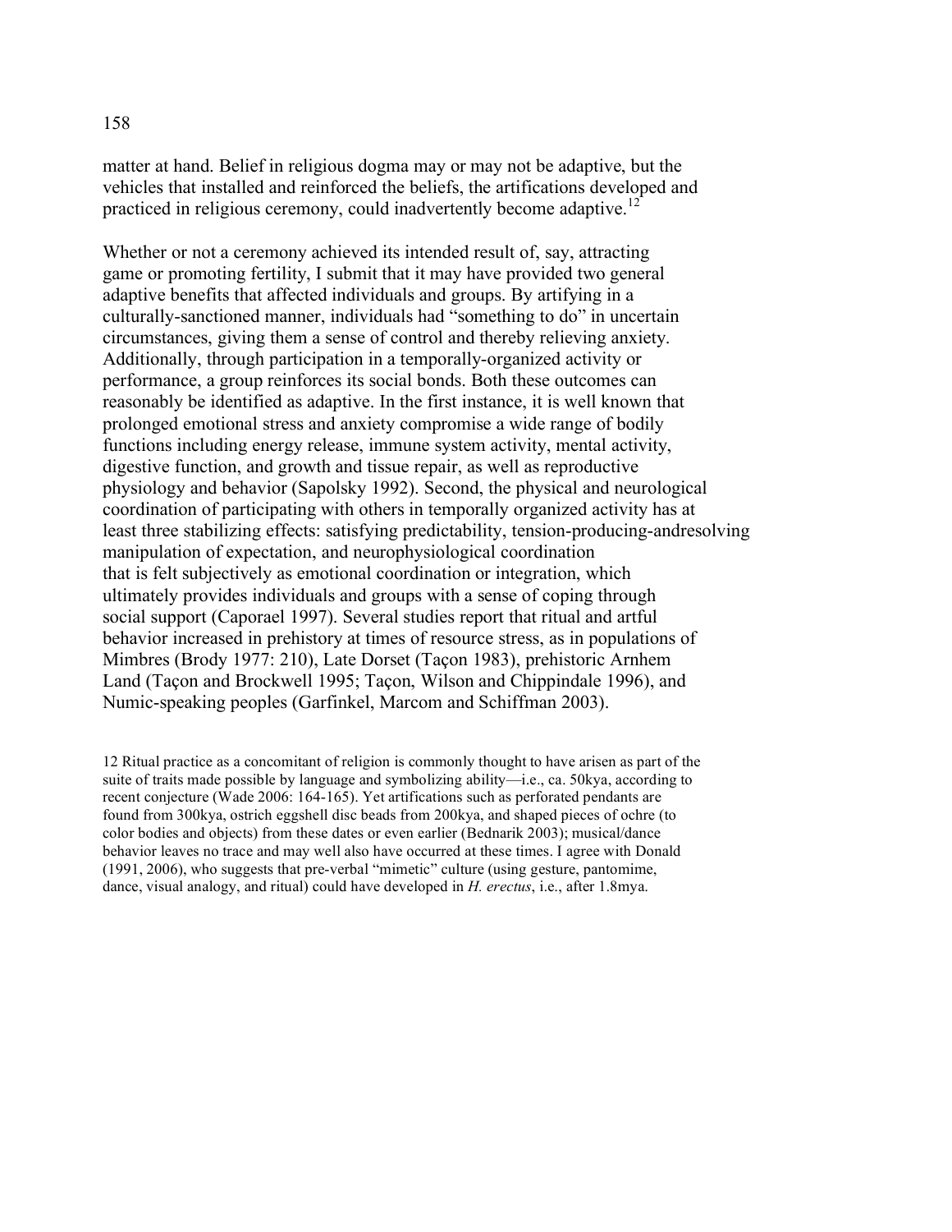matter at hand. Belief in religious dogma may or may not be adaptive, but the vehicles that installed and reinforced the beliefs, the artifications developed and practiced in religious ceremony, could inadvertently become adaptive.[12]

Whether or not a ceremony achieved its intended result of, say, attracting game or promoting fertility, I submit that it may have provided two general adaptive benefits that affected individuals and groups. By artifying in a culturally-sanctioned manner, individuals had "something to do" in uncertain circumstances, giving them a sense of control and thereby relieving anxiety. Additionally, through participation in a temporally-organized activity or performance, a group reinforces its social bonds. Both these outcomes can reasonably be identified as adaptive. In the first instance, it is well known that prolonged emotional stress and anxiety compromise a wide range of bodily functions including energy release, immune system activity, mental activity, digestive function, and growth and tissue repair, as well as reproductive physiology and behavior (Sapolsky 1992). Second, the physical and neurological coordination of participating with others in temporally organized activity has at least three stabilizing effects: satisfying predictability, tension-producing-andresolving manipulation of expectation, and neurophysiological coordination that is felt subjectively as emotional coordination or integration, which ultimately provides individuals and groups with a sense of coping through social support (Caporael 1997). Several studies report that ritual and artful behavior increased in prehistory at times of resource stress, as in populations of Mimbres (Brody 1977: 210), Late Dorset (Taçon 1983), prehistoric Arnhem Land (Taçon and Brockwell 1995; Taçon, Wilson and Chippindale 1996), and Numic-speaking peoples (Garfinkel, Marcom and Schiffman 2003).

12 Ritual practice as a concomitant of religion is commonly thought to have arisen as part of the suite of traits made possible by language and symbolizing ability—i.e., ca. 50kya, according to recent conjecture (Wade 2006: 164-165). Yet artifications such as perforated pendants are found from 300kya, ostrich eggshell disc beads from 200kya, and shaped pieces of ochre (to color bodies and objects) from these dates or even earlier (Bednarik 2003); musical/dance behavior leaves no trace and may well also have occurred at these times. I agree with Donald (1991, 2006), who suggests that pre-verbal "mimetic" culture (using gesture, pantomime, dance, visual analogy, and ritual) could have developed in *H. erectus*, i.e., after 1.8mya.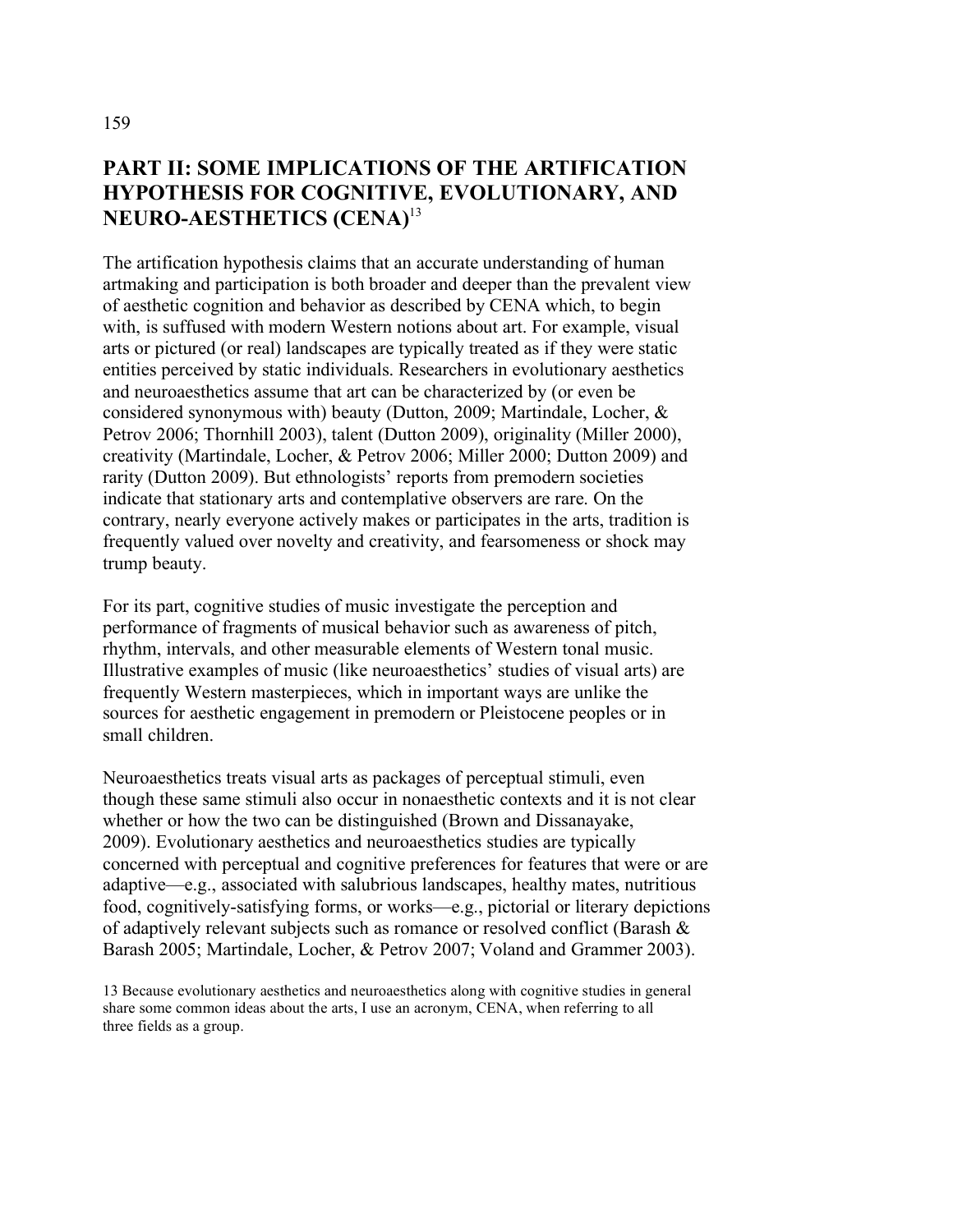## PART II: SOME IMPLICATIONS OF THE ARTIFICATION HYPOTHESIS FOR COGNITIVE, EVOLUTIONARY, AND NEURO-AESTHETICS (CENA)[13]

The artification hypothesis claims that an accurate understanding of human artmaking and participation is both broader and deeper than the prevalent view of aesthetic cognition and behavior as described by CENA which, to begin with, is suffused with modern Western notions about art. For example, visual arts or pictured (or real) landscapes are typically treated as if they were static entities perceived by static individuals. Researchers in evolutionary aesthetics and neuroaesthetics assume that art can be characterized by (or even be considered synonymous with) beauty (Dutton, 2009; Martindale, Locher, & Petrov 2006; Thornhill 2003), talent (Dutton 2009), originality (Miller 2000), creativity (Martindale, Locher, & Petrov 2006; Miller 2000; Dutton 2009) and rarity (Dutton 2009). But ethnologists' reports from premodern societies indicate that stationary arts and contemplative observers are rare. On the contrary, nearly everyone actively makes or participates in the arts, tradition is frequently valued over novelty and creativity, and fearsomeness or shock may trump beauty.

For its part, cognitive studies of music investigate the perception and performance of fragments of musical behavior such as awareness of pitch, rhythm, intervals, and other measurable elements of Western tonal music. Illustrative examples of music (like neuroaesthetics' studies of visual arts) are frequently Western masterpieces, which in important ways are unlike the sources for aesthetic engagement in premodern or Pleistocene peoples or in small children.

Neuroaesthetics treats visual arts as packages of perceptual stimuli, even though these same stimuli also occur in nonaesthetic contexts and it is not clear whether or how the two can be distinguished (Brown and Dissanayake, 2009). Evolutionary aesthetics and neuroaesthetics studies are typically concerned with perceptual and cognitive preferences for features that were or are adaptive—e.g., associated with salubrious landscapes, healthy mates, nutritious food, cognitively-satisfying forms, or works—e.g., pictorial or literary depictions of adaptively relevant subjects such as romance or resolved conflict (Barash & Barash 2005; Martindale, Locher, & Petrov 2007; Voland and Grammer 2003).

13 Because evolutionary aesthetics and neuroaesthetics along with cognitive studies in general share some common ideas about the arts, I use an acronym, CENA, when referring to all three fields as a group.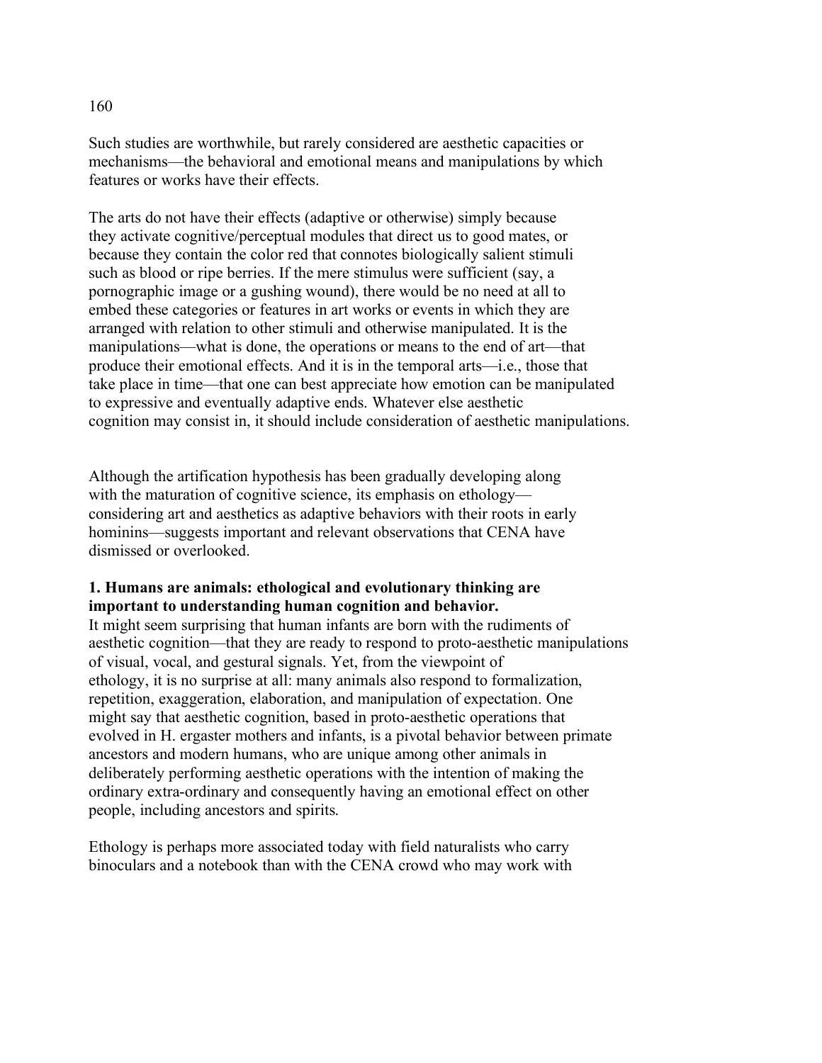Such studies are worthwhile, but rarely considered are aesthetic capacities or mechanisms—the behavioral and emotional means and manipulations by which features or works have their effects.

The arts do not have their effects (adaptive or otherwise) simply because they activate cognitive/perceptual modules that direct us to good mates, or because they contain the color red that connotes biologically salient stimuli such as blood or ripe berries. If the mere stimulus were sufficient (say, a pornographic image or a gushing wound), there would be no need at all to embed these categories or features in art works or events in which they are arranged with relation to other stimuli and otherwise manipulated. It is the manipulations—what is done, the operations or means to the end of art—that produce their emotional effects. And it is in the temporal arts—i.e., those that take place in time—that one can best appreciate how emotion can be manipulated to expressive and eventually adaptive ends. Whatever else aesthetic cognition may consist in, it should include consideration of aesthetic manipulations.

Although the artification hypothesis has been gradually developing along with the maturation of cognitive science, its emphasis on ethology—considering art and aesthetics as adaptive behaviors with their roots in early hominins—suggests important and relevant observations that CENA have dismissed or overlooked.

**1. Humans are animals: ethological and evolutionary thinking are important to understanding human cognition and behavior.**

It might seem surprising that human infants are born with the rudiments of aesthetic cognition—that they are ready to respond to proto-aesthetic manipulations of visual, vocal, and gestural signals. Yet, from the viewpoint of ethology, it is no surprise at all: many animals also respond to formalization, repetition, exaggeration, elaboration, and manipulation of expectation. One might say that aesthetic cognition, based in proto-aesthetic operations that evolved in H. ergaster mothers and infants, is a pivotal behavior between primate ancestors and modern humans, who are unique among other animals in deliberately performing aesthetic operations with the intention of making the ordinary extra-ordinary and consequently having an emotional effect on other people, including ancestors and spirits.

Ethology is perhaps more associated today with field naturalists who carry binoculars and a notebook than with the CENA crowd who may work with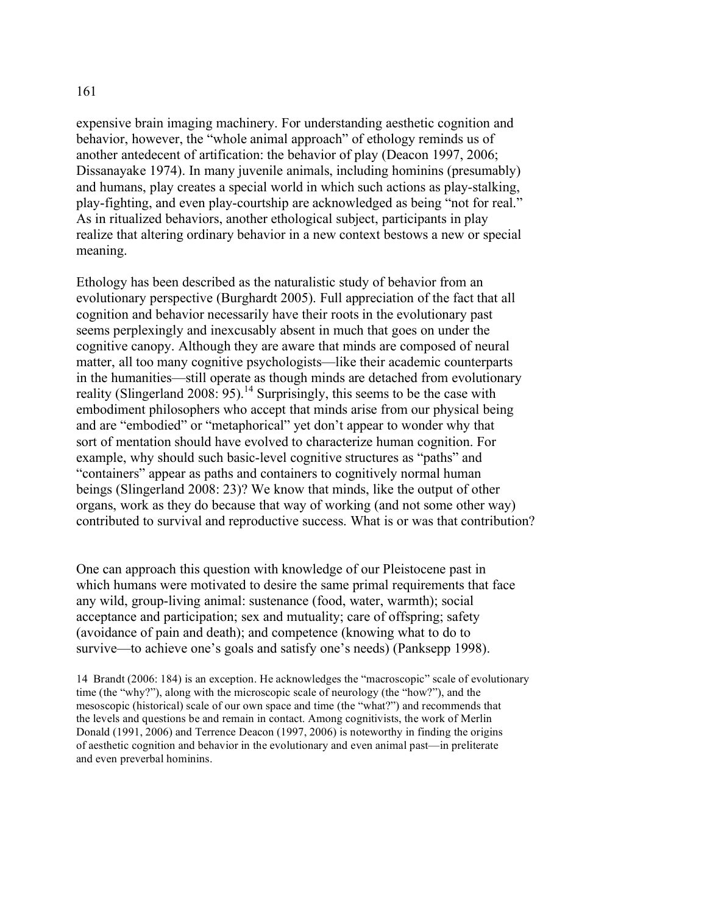expensive brain imaging machinery. For understanding aesthetic cognition and behavior, however, the "whole animal approach" of ethology reminds us of another antedecent of artification: the behavior of play (Deacon 1997, 2006; Dissanayake 1974). In many juvenile animals, including hominins (presumably) and humans, play creates a special world in which such actions as play-stalking, play-fighting, and even play-courtship are acknowledged as being "not for real." As in ritualized behaviors, another ethological subject, participants in play realize that altering ordinary behavior in a new context bestows a new or special meaning.

Ethology has been described as the naturalistic study of behavior from an evolutionary perspective (Burghardt 2005). Full appreciation of the fact that all cognition and behavior necessarily have their roots in the evolutionary past seems perplexingly and inexcusably absent in much that goes on under the cognitive canopy. Although they are aware that minds are composed of neural matter, all too many cognitive psychologists—like their academic counterparts in the humanities—still operate as though minds are detached from evolutionary reality (Slingerland 2008: 95).[14] Surprisingly, this seems to be the case with embodiment philosophers who accept that minds arise from our physical being and are "embodied" or "metaphorical" yet don't appear to wonder why that sort of mentation should have evolved to characterize human cognition. For example, why should such basic-level cognitive structures as "paths" and "containers" appear as paths and containers to cognitively normal human beings (Slingerland 2008: 23)? We know that minds, like the output of other organs, work as they do because that way of working (and not some other way) contributed to survival and reproductive success. What is or was that contribution?

One can approach this question with knowledge of our Pleistocene past in which humans were motivated to desire the same primal requirements that face any wild, group-living animal: sustenance (food, water, warmth); social acceptance and participation; sex and mutuality; care of offspring; safety (avoidance of pain and death); and competence (knowing what to do to survive—to achieve one's goals and satisfy one's needs) (Panksepp 1998).

14 Brandt (2006: 184) is an exception. He acknowledges the "macroscopic" scale of evolutionary time (the "why?"), along with the microscopic scale of neurology (the "how?"), and the mesoscopic (historical) scale of our own space and time (the "what?") and recommends that the levels and questions be and remain in contact. Among cognitivists, the work of Merlin Donald (1991, 2006) and Terrence Deacon (1997, 2006) is noteworthy in finding the origins of aesthetic cognition and behavior in the evolutionary and even animal past—in preliterate and even preverbal hominins.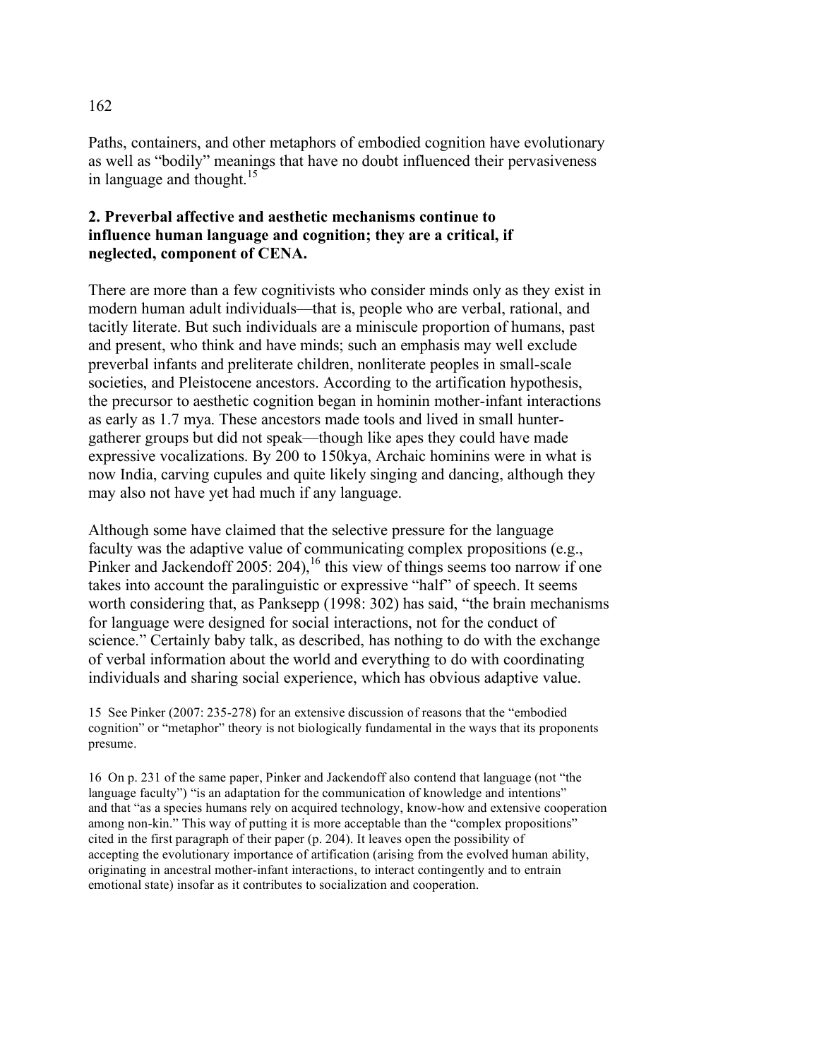Paths, containers, and other metaphors of embodied cognition have evolutionary as well as "bodily" meanings that have no doubt influenced their pervasiveness in language and thought.[15]

## 2. Preverbal affective and aesthetic mechanisms continue to influence human language and cognition; they are a critical, if neglected, component of CENA.

There are more than a few cognitivists who consider minds only as they exist in modern human adult individuals—that is, people who are verbal, rational, and tacitly literate. But such individuals are a miniscule proportion of humans, past and present, who think and have minds; such an emphasis may well exclude preverbal infants and preliterate children, nonliterate peoples in small-scale societies, and Pleistocene ancestors. According to the artification hypothesis, the precursor to aesthetic cognition began in hominin mother-infant interactions as early as 1.7 mya. These ancestors made tools and lived in small hunter-gatherer groups but did not speak—though like apes they could have made expressive vocalizations. By 200 to 150kya, Archaic hominins were in what is now India, carving cupules and quite likely singing and dancing, although they may also not have yet had much if any language.

Although some have claimed that the selective pressure for the language faculty was the adaptive value of communicating complex propositions (e.g., Pinker and Jackendoff 2005: 204),[16] this view of things seems too narrow if one takes into account the paralinguistic or expressive "half" of speech. It seems worth considering that, as Panksepp (1998: 302) has said, "the brain mechanisms for language were designed for social interactions, not for the conduct of science." Certainly baby talk, as described, has nothing to do with the exchange of verbal information about the world and everything to do with coordinating individuals and sharing social experience, which has obvious adaptive value.

15 See Pinker (2007: 235-278) for an extensive discussion of reasons that the "embodied cognition" or "metaphor" theory is not biologically fundamental in the ways that its proponents presume.

16 On p. 231 of the same paper, Pinker and Jackendoff also contend that language (not "the language faculty") "is an adaptation for the communication of knowledge and intentions" and that "as a species humans rely on acquired technology, know-how and extensive cooperation among non-kin." This way of putting it is more acceptable than the "complex propositions" cited in the first paragraph of their paper (p. 204). It leaves open the possibility of accepting the evolutionary importance of artification (arising from the evolved human ability, originating in ancestral mother-infant interactions, to interact contingently and to entrain emotional state) insofar as it contributes to socialization and cooperation.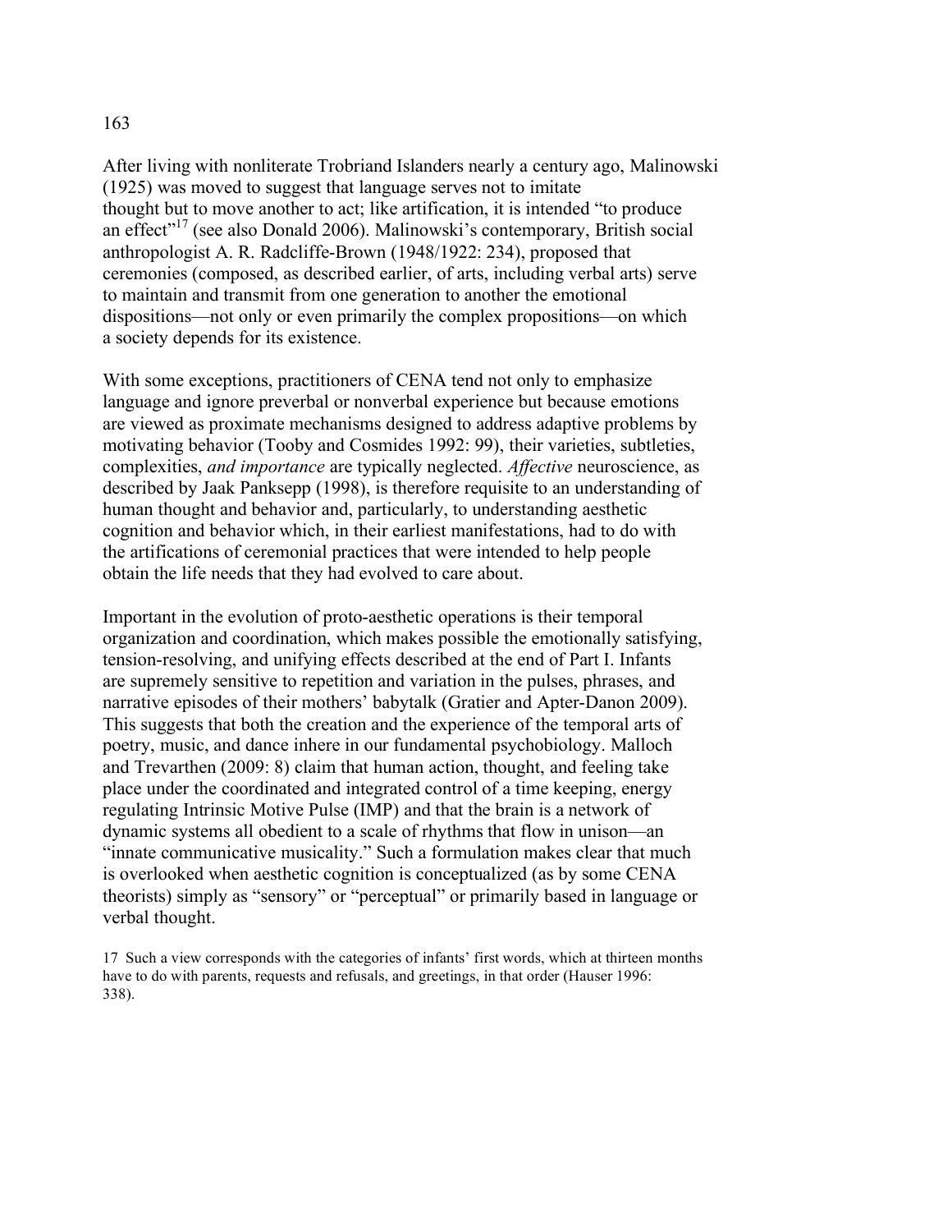After living with nonliterate Trobriand Islanders nearly a century ago, Malinowski (1925) was moved to suggest that language serves not to imitate thought but to move another to act; like artification, it is intended "to produce an effect"[17] (see also Donald 2006). Malinowski's contemporary, British social anthropologist A. R. Radcliffe-Brown (1948/1922: 234), proposed that ceremonies (composed, as described earlier, of arts, including verbal arts) serve to maintain and transmit from one generation to another the emotional dispositions—not only or even primarily the complex propositions—on which a society depends for its existence.

With some exceptions, practitioners of CENA tend not only to emphasize language and ignore preverbal or nonverbal experience but because emotions are viewed as proximate mechanisms designed to address adaptive problems by motivating behavior (Tooby and Cosmides 1992: 99), their varieties, subtleties, complexities, *and importance* are typically neglected. *Affective* neuroscience, as described by Jaak Panksepp (1998), is therefore requisite to an understanding of human thought and behavior and, particularly, to understanding aesthetic cognition and behavior which, in their earliest manifestations, had to do with the artifications of ceremonial practices that were intended to help people obtain the life needs that they had evolved to care about.

Important in the evolution of proto-aesthetic operations is their temporal organization and coordination, which makes possible the emotionally satisfying, tension-resolving, and unifying effects described at the end of Part I. Infants are supremely sensitive to repetition and variation in the pulses, phrases, and narrative episodes of their mothers' babytalk (Gratier and Apter-Danon 2009). This suggests that both the creation and the experience of the temporal arts of poetry, music, and dance inhere in our fundamental psychobiology. Malloch and Trevarthen (2009: 8) claim that human action, thought, and feeling take place under the coordinated and integrated control of a time keeping, energy regulating Intrinsic Motive Pulse (IMP) and that the brain is a network of dynamic systems all obedient to a scale of rhythms that flow in unison—an "innate communicative musicality." Such a formulation makes clear that much is overlooked when aesthetic cognition is conceptualized (as by some CENA theorists) simply as "sensory" or "perceptual" or primarily based in language or verbal thought.

17 Such a view corresponds with the categories of infants' first words, which at thirteen months have to do with parents, requests and refusals, and greetings, in that order (Hauser 1996: 338).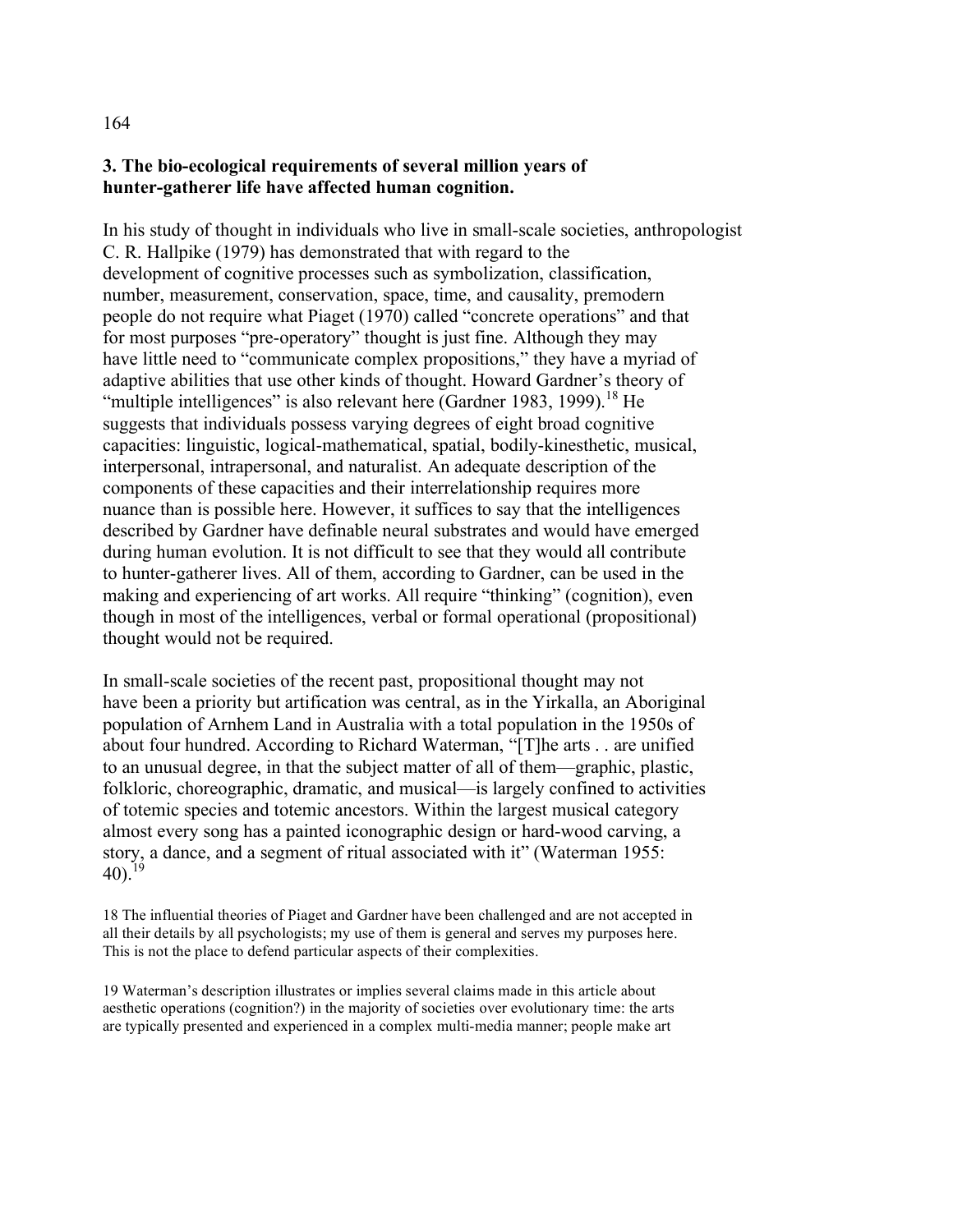**3. The bio-ecological requirements of several million years of hunter-gatherer life have affected human cognition.**

In his study of thought in individuals who live in small-scale societies, anthropologist C. R. Hallpike (1979) has demonstrated that with regard to the development of cognitive processes such as symbolization, classification, number, measurement, conservation, space, time, and causality, premodern people do not require what Piaget (1970) called "concrete operations" and that for most purposes "pre-operatory" thought is just fine. Although they may have little need to "communicate complex propositions," they have a myriad of adaptive abilities that use other kinds of thought. Howard Gardner's theory of "multiple intelligences" is also relevant here (Gardner 1983, 1999).[18] He suggests that individuals possess varying degrees of eight broad cognitive capacities: linguistic, logical-mathematical, spatial, bodily-kinesthetic, musical, interpersonal, intrapersonal, and naturalist. An adequate description of the components of these capacities and their interrelationship requires more nuance than is possible here. However, it suffices to say that the intelligences described by Gardner have definable neural substrates and would have emerged during human evolution. It is not difficult to see that they would all contribute to hunter-gatherer lives. All of them, according to Gardner, can be used in the making and experiencing of art works. All require "thinking" (cognition), even though in most of the intelligences, verbal or formal operational (propositional) thought would not be required.

In small-scale societies of the recent past, propositional thought may not have been a priority but artification was central, as in the Yirkalla, an Aboriginal population of Arnhem Land in Australia with a total population in the 1950s of about four hundred. According to Richard Waterman, "[T]he arts . . are unified to an unusual degree, in that the subject matter of all of them—graphic, plastic, folkloric, choreographic, dramatic, and musical—is largely confined to activities of totemic species and totemic ancestors. Within the largest musical category almost every song has a painted iconographic design or hard-wood carving, a story, a dance, and a segment of ritual associated with it" (Waterman 1955: 40).[19]

18 The influential theories of Piaget and Gardner have been challenged and are not accepted in all their details by all psychologists; my use of them is general and serves my purposes here. This is not the place to defend particular aspects of their complexities.

19 Waterman's description illustrates or implies several claims made in this article about aesthetic operations (cognition?) in the majority of societies over evolutionary time: the arts are typically presented and experienced in a complex multi-media manner; people make art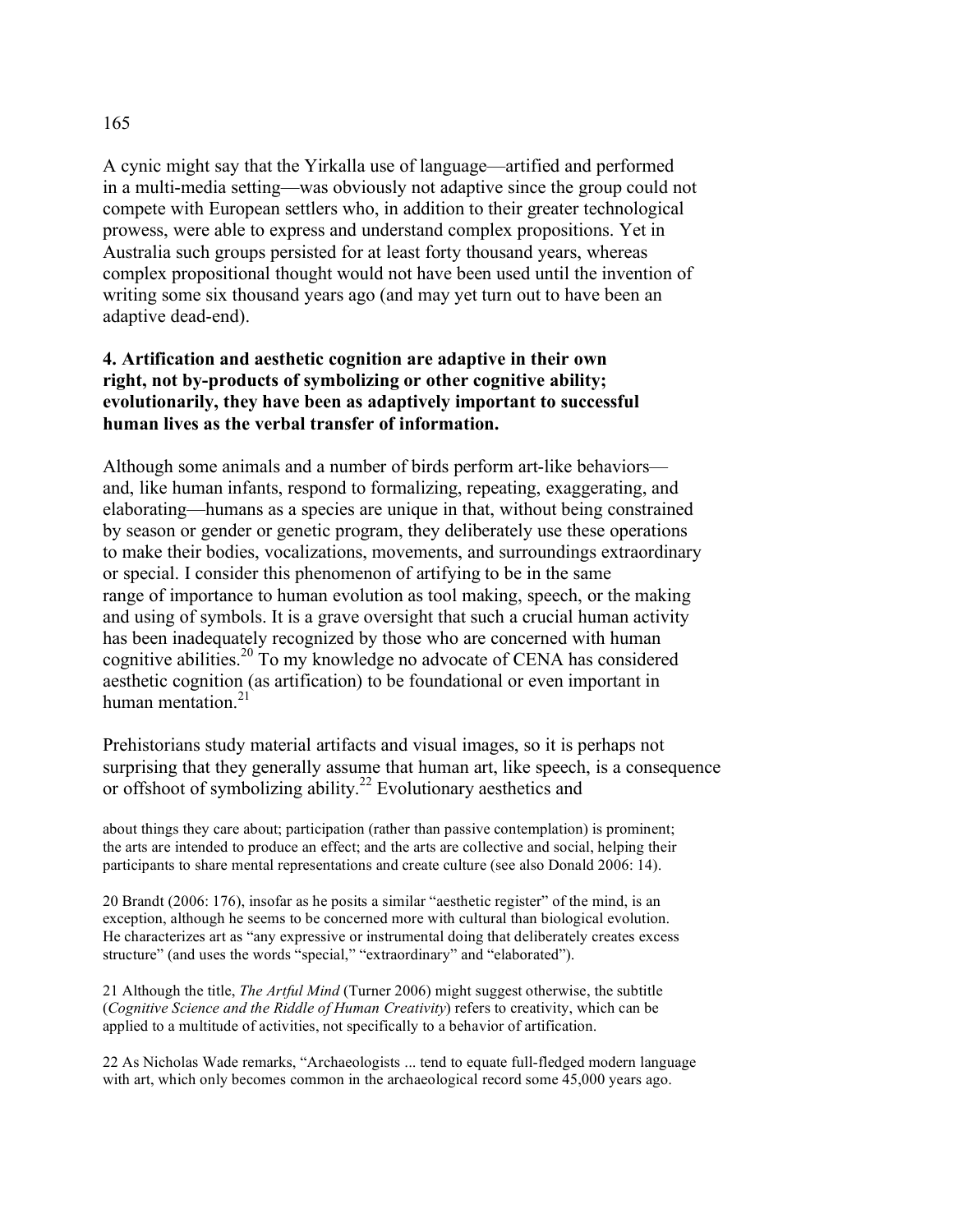A cynic might say that the Yirkalla use of language—artified and performed in a multi-media setting—was obviously not adaptive since the group could not compete with European settlers who, in addition to their greater technological prowess, were able to express and understand complex propositions. Yet in Australia such groups persisted for at least forty thousand years, whereas complex propositional thought would not have been used until the invention of writing some six thousand years ago (and may yet turn out to have been an adaptive dead-end).

### 4. Artification and aesthetic cognition are adaptive in their own right, not by-products of symbolizing or other cognitive ability; evolutionarily, they have been as adaptively important to successful human lives as the verbal transfer of information.

Although some animals and a number of birds perform art-like behaviors—and, like human infants, respond to formalizing, repeating, exaggerating, and elaborating—humans as a species are unique in that, without being constrained by season or gender or genetic program, they deliberately use these operations to make their bodies, vocalizations, movements, and surroundings extraordinary or special. I consider this phenomenon of artifying to be in the same range of importance to human evolution as tool making, speech, or the making and using of symbols. It is a grave oversight that such a crucial human activity has been inadequately recognized by those who are concerned with human cognitive abilities.[20] To my knowledge no advocate of CENA has considered aesthetic cognition (as artification) to be foundational or even important in human mentation.[21]

Prehistorians study material artifacts and visual images, so it is perhaps not surprising that they generally assume that human art, like speech, is a consequence or offshoot of symbolizing ability.[22] Evolutionary aesthetics and

about things they care about; participation (rather than passive contemplation) is prominent; the arts are intended to produce an effect; and the arts are collective and social, helping their participants to share mental representations and create culture (see also Donald 2006: 14).

20 Brandt (2006: 176), insofar as he posits a similar "aesthetic register" of the mind, is an exception, although he seems to be concerned more with cultural than biological evolution. He characterizes art as "any expressive or instrumental doing that deliberately creates excess structure" (and uses the words "special," "extraordinary" and "elaborated").

21 Although the title, *The Artful Mind* (Turner 2006) might suggest otherwise, the subtitle (*Cognitive Science and the Riddle of Human Creativity*) refers to creativity, which can be applied to a multitude of activities, not specifically to a behavior of artification.

22 As Nicholas Wade remarks, "Archaeologists ... tend to equate full-fledged modern language with art, which only becomes common in the archaeological record some 45,000 years ago.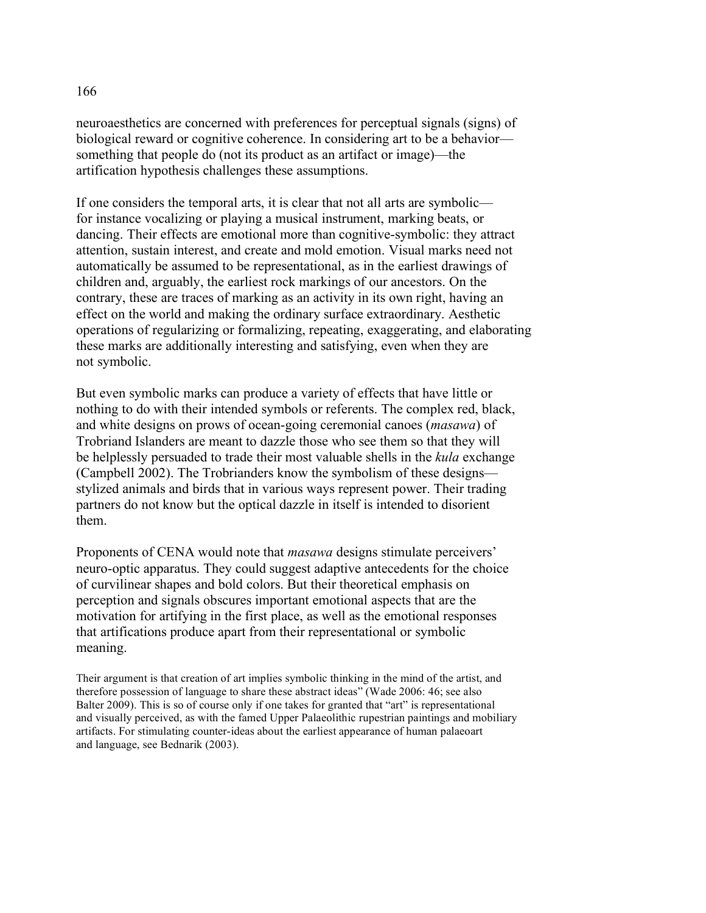neuroaesthetics are concerned with preferences for perceptual signals (signs) of biological reward or cognitive coherence. In considering art to be a behavior—something that people do (not its product as an artifact or image)—the artification hypothesis challenges these assumptions.

If one considers the temporal arts, it is clear that not all arts are symbolic—for instance vocalizing or playing a musical instrument, marking beats, or dancing. Their effects are emotional more than cognitive-symbolic: they attract attention, sustain interest, and create and mold emotion. Visual marks need not automatically be assumed to be representational, as in the earliest drawings of children and, arguably, the earliest rock markings of our ancestors. On the contrary, these are traces of marking as an activity in its own right, having an effect on the world and making the ordinary surface extraordinary. Aesthetic operations of regularizing or formalizing, repeating, exaggerating, and elaborating these marks are additionally interesting and satisfying, even when they are not symbolic.

But even symbolic marks can produce a variety of effects that have little or nothing to do with their intended symbols or referents. The complex red, black, and white designs on prows of ocean-going ceremonial canoes (*masawa*) of Trobriand Islanders are meant to dazzle those who see them so that they will be helplessly persuaded to trade their most valuable shells in the *kula* exchange (Campbell 2002). The Trobrianders know the symbolism of these designs—stylized animals and birds that in various ways represent power. Their trading partners do not know but the optical dazzle in itself is intended to disorient them.

Proponents of CENA would note that *masawa* designs stimulate perceivers' neuro-optic apparatus. They could suggest adaptive antecedents for the choice of curvilinear shapes and bold colors. But their theoretical emphasis on perception and signals obscures important emotional aspects that are the motivation for artifying in the first place, as well as the emotional responses that artifications produce apart from their representational or symbolic meaning.

Their argument is that creation of art implies symbolic thinking in the mind of the artist, and therefore possession of language to share these abstract ideas" (Wade 2006: 46; see also Balter 2009). This is so of course only if one takes for granted that "art" is representational and visually perceived, as with the famed Upper Palaeolithic rupestrian paintings and mobiliary artifacts. For stimulating counter-ideas about the earliest appearance of human palaeoart and language, see Bednarik (2003).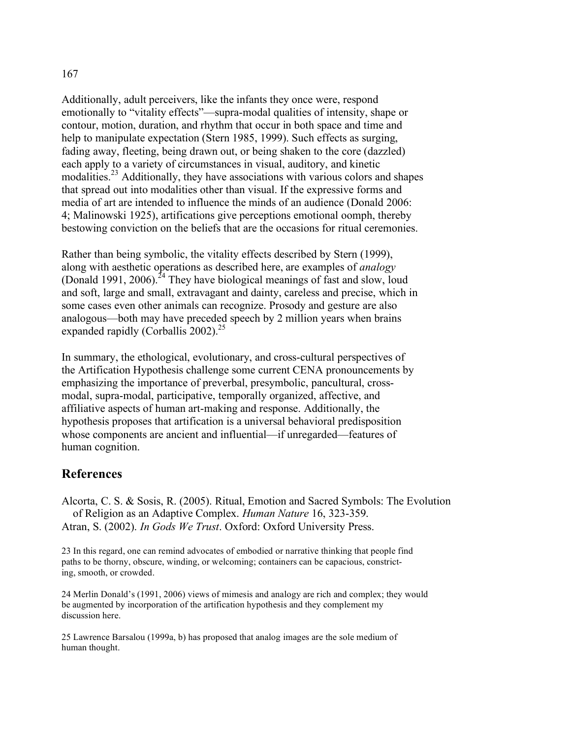Additionally, adult perceivers, like the infants they once were, respond emotionally to "vitality effects"—supra-modal qualities of intensity, shape or contour, motion, duration, and rhythm that occur in both space and time and help to manipulate expectation (Stern 1985, 1999). Such effects as surging, fading away, fleeting, being drawn out, or being shaken to the core (dazzled) each apply to a variety of circumstances in visual, auditory, and kinetic modalities.[23] Additionally, they have associations with various colors and shapes that spread out into modalities other than visual. If the expressive forms and media of art are intended to influence the minds of an audience (Donald 2006: 4; Malinowski 1925), artifications give perceptions emotional oomph, thereby bestowing conviction on the beliefs that are the occasions for ritual ceremonies.

Rather than being symbolic, the vitality effects described by Stern (1999), along with aesthetic operations as described here, are examples of *analogy* (Donald 1991, 2006).[24] They have biological meanings of fast and slow, loud and soft, large and small, extravagant and dainty, careless and precise, which in some cases even other animals can recognize. Prosody and gesture are also analogous—both may have preceded speech by 2 million years when brains expanded rapidly (Corballis 2002).[25]

In summary, the ethological, evolutionary, and cross-cultural perspectives of the Artification Hypothesis challenge some current CENA pronouncements by emphasizing the importance of preverbal, presymbolic, pancultural, cross-modal, supra-modal, participative, temporally organized, affective, and affiliative aspects of human art-making and response. Additionally, the hypothesis proposes that artification is a universal behavioral predisposition whose components are ancient and influential—if unregarded—features of human cognition.

## References

Alcorta, C. S. & Sosis, R. (2005). Ritual, Emotion and Sacred Symbols: The Evolution of Religion as an Adaptive Complex. *Human Nature* 16, 323-359.

Atran, S. (2002). *In Gods We Trust*. Oxford: Oxford University Press.

23 In this regard, one can remind advocates of embodied or narrative thinking that people find paths to be thorny, obscure, winding, or welcoming; containers can be capacious, constricting, smooth, or crowded.

24 Merlin Donald's (1991, 2006) views of mimesis and analogy are rich and complex; they would be augmented by incorporation of the artification hypothesis and they complement my discussion here.

25 Lawrence Barsalou (1999a, b) has proposed that analog images are the sole medium of human thought.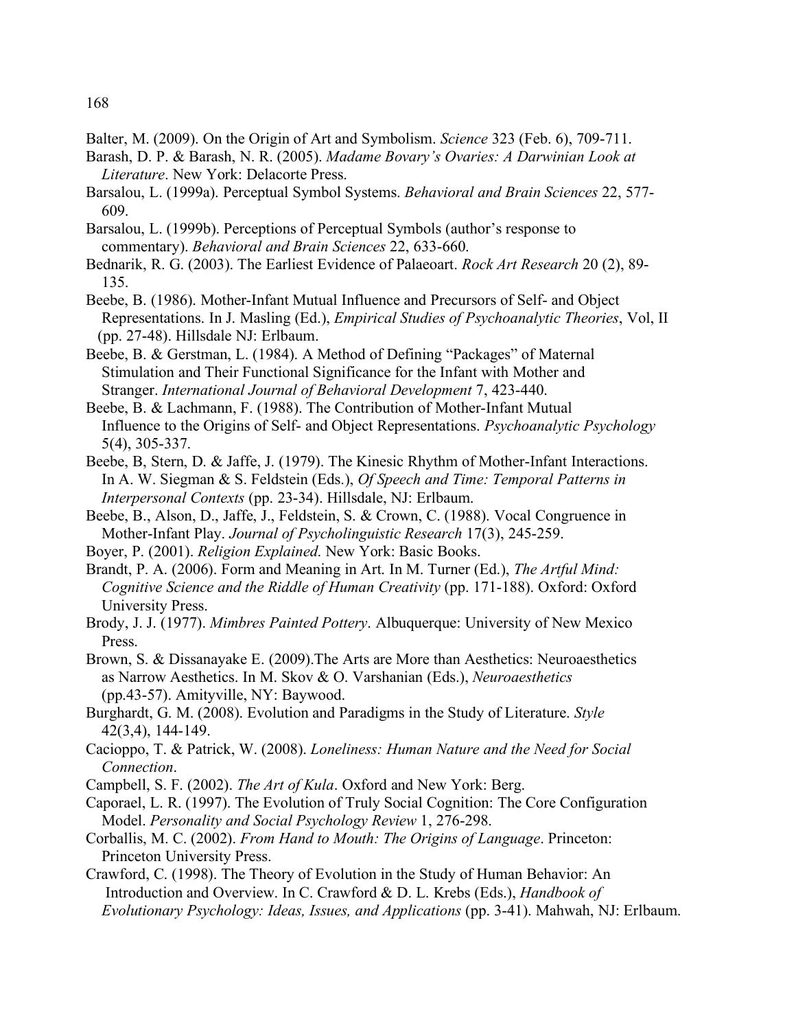Balter, M. (2009). On the Origin of Art and Symbolism. *Science* 323 (Feb. 6), 709-711.

Barash, D. P. & Barash, N. R. (2005). *Madame Bovary's Ovaries: A Darwinian Look at Literature*. New York: Delacorte Press.

Barsalou, L. (1999a). Perceptual Symbol Systems. *Behavioral and Brain Sciences* 22, 577-609.

Barsalou, L. (1999b). Perceptions of Perceptual Symbols (author's response to commentary). *Behavioral and Brain Sciences* 22, 633-660.

Bednarik, R. G. (2003). The Earliest Evidence of Palaeoart. *Rock Art Research* 20 (2), 89-135.

Beebe, B. (1986). Mother-Infant Mutual Influence and Precursors of Self- and Object Representations. In J. Masling (Ed.), *Empirical Studies of Psychoanalytic Theories*, Vol, II (pp. 27-48). Hillsdale NJ: Erlbaum.

Beebe, B. & Gerstman, L. (1984). A Method of Defining "Packages" of Maternal Stimulation and Their Functional Significance for the Infant with Mother and Stranger. *International Journal of Behavioral Development* 7, 423-440.

Beebe, B. & Lachmann, F. (1988). The Contribution of Mother-Infant Mutual Influence to the Origins of Self- and Object Representations. *Psychoanalytic Psychology* 5(4), 305-337.

Beebe, B, Stern, D. & Jaffe, J. (1979). The Kinesic Rhythm of Mother-Infant Interactions. In A. W. Siegman & S. Feldstein (Eds.), *Of Speech and Time: Temporal Patterns in Interpersonal Contexts* (pp. 23-34). Hillsdale, NJ: Erlbaum.

Beebe, B., Alson, D., Jaffe, J., Feldstein, S. & Crown, C. (1988). Vocal Congruence in Mother-Infant Play. *Journal of Psycholinguistic Research* 17(3), 245-259.

Boyer, P. (2001). *Religion Explained*. New York: Basic Books.

Brandt, P. A. (2006). Form and Meaning in Art. In M. Turner (Ed.), *The Artful Mind: Cognitive Science and the Riddle of Human Creativity* (pp. 171-188). Oxford: Oxford University Press.

Brody, J. J. (1977). *Mimbres Painted Pottery*. Albuquerque: University of New Mexico Press.

Brown, S. & Dissanayake E. (2009).The Arts are More than Aesthetics: Neuroaesthetics as Narrow Aesthetics. In M. Skov & O. Varshanian (Eds.), *Neuroaesthetics* (pp.43-57). Amityville, NY: Baywood.

Burghardt, G. M. (2008). Evolution and Paradigms in the Study of Literature. *Style* 42(3,4), 144-149.

Cacioppo, T. & Patrick, W. (2008). *Loneliness: Human Nature and the Need for Social Connection*.

Campbell, S. F. (2002). *The Art of Kula*. Oxford and New York: Berg.

Caporael, L. R. (1997). The Evolution of Truly Social Cognition: The Core Configuration Model. *Personality and Social Psychology Review* 1, 276-298.

Corballis, M. C. (2002). *From Hand to Mouth: The Origins of Language*. Princeton: Princeton University Press.

Crawford, C. (1998). The Theory of Evolution in the Study of Human Behavior: An Introduction and Overview. In C. Crawford & D. L. Krebs (Eds.), *Handbook of Evolutionary Psychology: Ideas, Issues, and Applications* (pp. 3-41). Mahwah, NJ: Erlbaum.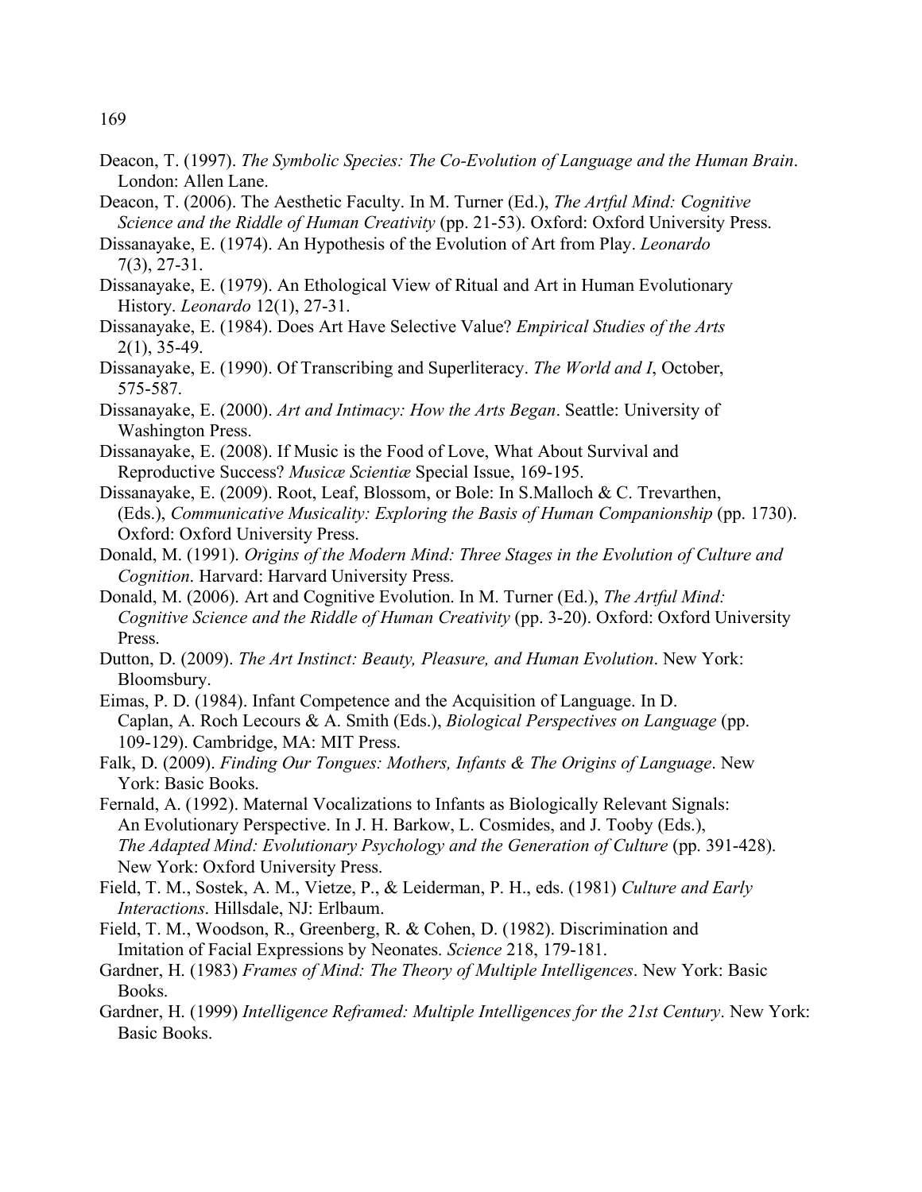Deacon, T. (1997). *The Symbolic Species: The Co-Evolution of Language and the Human Brain*. London: Allen Lane.

Deacon, T. (2006). The Aesthetic Faculty. In M. Turner (Ed.), *The Artful Mind: Cognitive Science and the Riddle of Human Creativity* (pp. 21-53). Oxford: Oxford University Press.

Dissanayake, E. (1974). An Hypothesis of the Evolution of Art from Play. *Leonardo* 7(3), 27-31.

Dissanayake, E. (1979). An Ethological View of Ritual and Art in Human Evolutionary History. *Leonardo* 12(1), 27-31.

Dissanayake, E. (1984). Does Art Have Selective Value? *Empirical Studies of the Arts* 2(1), 35-49.

Dissanayake, E. (1990). Of Transcribing and Superliteracy. *The World and I*, October, 575-587.

Dissanayake, E. (2000). *Art and Intimacy: How the Arts Began*. Seattle: University of Washington Press.

Dissanayake, E. (2008). If Music is the Food of Love, What About Survival and Reproductive Success? *Musicæ Scientiæ* Special Issue, 169-195.

Dissanayake, E. (2009). Root, Leaf, Blossom, or Bole: In S.Malloch & C. Trevarthen, (Eds.), *Communicative Musicality: Exploring the Basis of Human Companionship* (pp. 1730). Oxford: Oxford University Press.

Donald, M. (1991). *Origins of the Modern Mind: Three Stages in the Evolution of Culture and Cognition*. Harvard: Harvard University Press.

Donald, M. (2006). Art and Cognitive Evolution. In M. Turner (Ed.), *The Artful Mind: Cognitive Science and the Riddle of Human Creativity* (pp. 3-20). Oxford: Oxford University Press.

Dutton, D. (2009). *The Art Instinct: Beauty, Pleasure, and Human Evolution*. New York: Bloomsbury.

Eimas, P. D. (1984). Infant Competence and the Acquisition of Language. In D. Caplan, A. Roch Lecours & A. Smith (Eds.), *Biological Perspectives on Language* (pp. 109-129). Cambridge, MA: MIT Press.

Falk, D. (2009). *Finding Our Tongues: Mothers, Infants & The Origins of Language*. New York: Basic Books.

Fernald, A. (1992). Maternal Vocalizations to Infants as Biologically Relevant Signals: An Evolutionary Perspective. In J. H. Barkow, L. Cosmides, and J. Tooby (Eds.), *The Adapted Mind: Evolutionary Psychology and the Generation of Culture* (pp. 391-428). New York: Oxford University Press.

Field, T. M., Sostek, A. M., Vietze, P., & Leiderman, P. H., eds. (1981) *Culture and Early Interactions*. Hillsdale, NJ: Erlbaum.

Field, T. M., Woodson, R., Greenberg, R. & Cohen, D. (1982). Discrimination and Imitation of Facial Expressions by Neonates. *Science* 218, 179-181.

Gardner, H. (1983) *Frames of Mind: The Theory of Multiple Intelligences*. New York: Basic Books.

Gardner, H. (1999) *Intelligence Reframed: Multiple Intelligences for the 21st Century*. New York: Basic Books.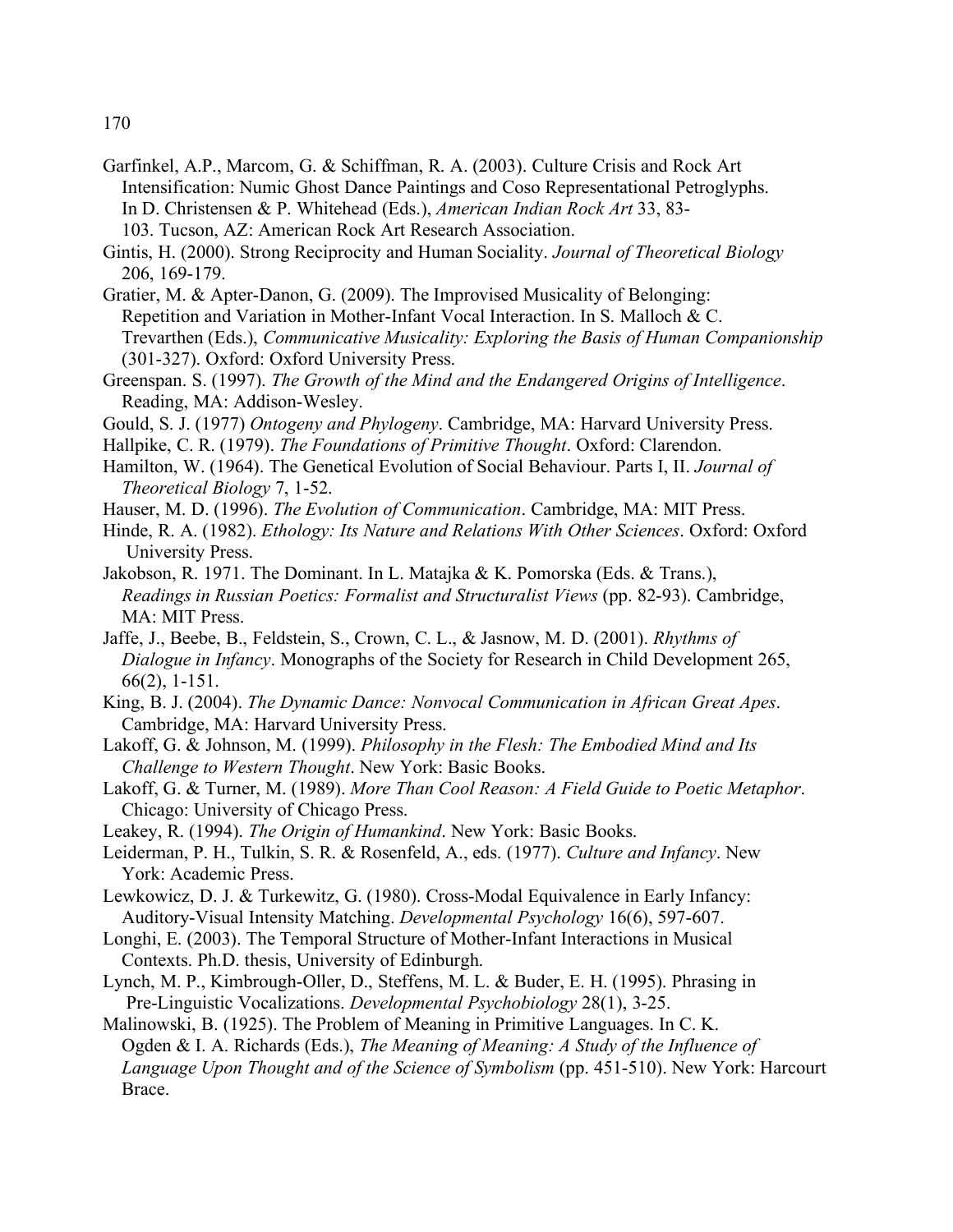Garfinkel, A.P., Marcom, G. & Schiffman, R. A. (2003). Culture Crisis and Rock Art Intensification: Numic Ghost Dance Paintings and Coso Representational Petroglyphs. In D. Christensen & P. Whitehead (Eds.), *American Indian Rock Art* 33, 83-103. Tucson, AZ: American Rock Art Research Association.

Gintis, H. (2000). Strong Reciprocity and Human Sociality. *Journal of Theoretical Biology* 206, 169-179.

Gratier, M. & Apter-Danon, G. (2009). The Improvised Musicality of Belonging: Repetition and Variation in Mother-Infant Vocal Interaction. In S. Malloch & C. Trevarthen (Eds.), *Communicative Musicality: Exploring the Basis of Human Companionship* (301-327). Oxford: Oxford University Press.

Greenspan. S. (1997). *The Growth of the Mind and the Endangered Origins of Intelligence*. Reading, MA: Addison-Wesley.

Gould, S. J. (1977) *Ontogeny and Phylogeny*. Cambridge, MA: Harvard University Press.

Hallpike, C. R. (1979). *The Foundations of Primitive Thought*. Oxford: Clarendon.

Hamilton, W. (1964). The Genetical Evolution of Social Behaviour. Parts I, II. *Journal of Theoretical Biology* 7, 1-52.

Hauser, M. D. (1996). *The Evolution of Communication*. Cambridge, MA: MIT Press.

Hinde, R. A. (1982). *Ethology: Its Nature and Relations With Other Sciences*. Oxford: Oxford University Press.

Jakobson, R. 1971. The Dominant. In L. Matajka & K. Pomorska (Eds. & Trans.), *Readings in Russian Poetics: Formalist and Structuralist Views* (pp. 82-93). Cambridge, MA: MIT Press.

Jaffe, J., Beebe, B., Feldstein, S., Crown, C. L., & Jasnow, M. D. (2001). *Rhythms of Dialogue in Infancy*. Monographs of the Society for Research in Child Development 265, 66(2), 1-151.

King, B. J. (2004). *The Dynamic Dance: Nonvocal Communication in African Great Apes*. Cambridge, MA: Harvard University Press.

Lakoff, G. & Johnson, M. (1999). *Philosophy in the Flesh: The Embodied Mind and Its Challenge to Western Thought*. New York: Basic Books.

Lakoff, G. & Turner, M. (1989). *More Than Cool Reason: A Field Guide to Poetic Metaphor*. Chicago: University of Chicago Press.

Leakey, R. (1994). *The Origin of Humankind*. New York: Basic Books.

Leiderman, P. H., Tulkin, S. R. & Rosenfeld, A., eds. (1977). *Culture and Infancy*. New York: Academic Press.

Lewkowicz, D. J. & Turkewitz, G. (1980). Cross-Modal Equivalence in Early Infancy: Auditory-Visual Intensity Matching. *Developmental Psychology* 16(6), 597-607.

Longhi, E. (2003). The Temporal Structure of Mother-Infant Interactions in Musical Contexts. Ph.D. thesis, University of Edinburgh.

Lynch, M. P., Kimbrough-Oller, D., Steffens, M. L. & Buder, E. H. (1995). Phrasing in Pre-Linguistic Vocalizations. *Developmental Psychobiology* 28(1), 3-25.

Malinowski, B. (1925). The Problem of Meaning in Primitive Languages. In C. K. Ogden & I. A. Richards (Eds.), *The Meaning of Meaning: A Study of the Influence of Language Upon Thought and of the Science of Symbolism* (pp. 451-510). New York: Harcourt Brace.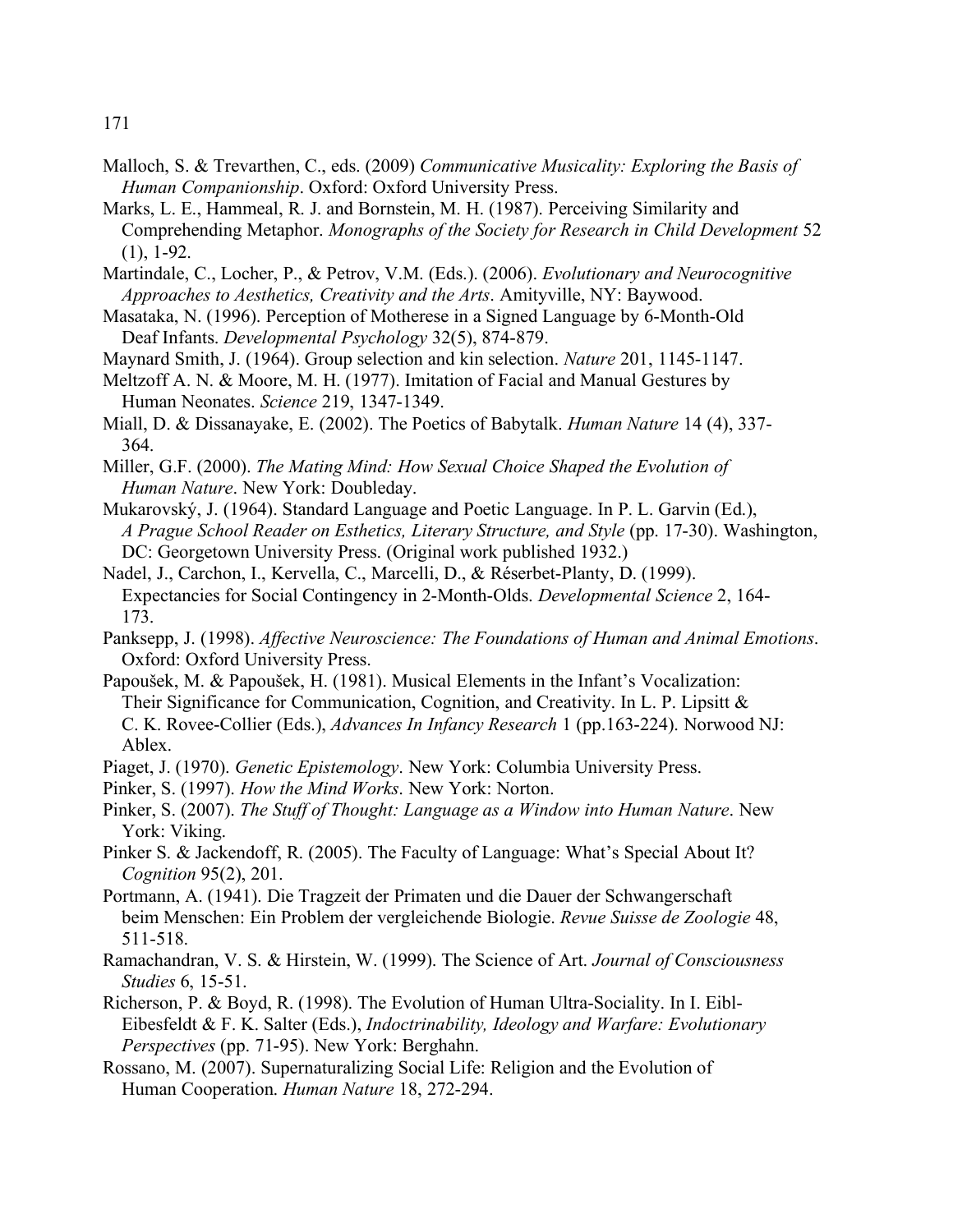Malloch, S. & Trevarthen, C., eds. (2009) *Communicative Musicality: Exploring the Basis of Human Companionship*. Oxford: Oxford University Press.

Marks, L. E., Hammeal, R. J. and Bornstein, M. H. (1987). Perceiving Similarity and Comprehending Metaphor. *Monographs of the Society for Research in Child Development* 52 (1), 1-92.

Martindale, C., Locher, P., & Petrov, V.M. (Eds.). (2006). *Evolutionary and Neurocognitive Approaches to Aesthetics, Creativity and the Arts*. Amityville, NY: Baywood.

Masataka, N. (1996). Perception of Motherese in a Signed Language by 6-Month-Old Deaf Infants. *Developmental Psychology* 32(5), 874-879.

Maynard Smith, J. (1964). Group selection and kin selection. *Nature* 201, 1145-1147.

Meltzoff A. N. & Moore, M. H. (1977). Imitation of Facial and Manual Gestures by Human Neonates. *Science* 219, 1347-1349.

Miall, D. & Dissanayake, E. (2002). The Poetics of Babytalk. *Human Nature* 14 (4), 337-364.

Miller, G.F. (2000). *The Mating Mind: How Sexual Choice Shaped the Evolution of Human Nature*. New York: Doubleday.

Mukarovský, J. (1964). Standard Language and Poetic Language. In P. L. Garvin (Ed.), *A Prague School Reader on Esthetics, Literary Structure, and Style* (pp. 17-30). Washington, DC: Georgetown University Press. (Original work published 1932.)

Nadel, J., Carchon, I., Kervella, C., Marcelli, D., & Réserbet-Planty, D. (1999). Expectancies for Social Contingency in 2-Month-Olds. *Developmental Science* 2, 164-173.

Panksepp, J. (1998). *Affective Neuroscience: The Foundations of Human and Animal Emotions*. Oxford: Oxford University Press.

Papoušek, M. & Papoušek, H. (1981). Musical Elements in the Infant's Vocalization: Their Significance for Communication, Cognition, and Creativity. In L. P. Lipsitt & C. K. Rovee-Collier (Eds.), *Advances In Infancy Research* 1 (pp.163-224). Norwood NJ: Ablex.

Piaget, J. (1970). *Genetic Epistemology*. New York: Columbia University Press.

Pinker, S. (1997). *How the Mind Works*. New York: Norton.

Pinker, S. (2007). *The Stuff of Thought: Language as a Window into Human Nature*. New York: Viking.

Pinker S. & Jackendoff, R. (2005). The Faculty of Language: What's Special About It? *Cognition* 95(2), 201.

Portmann, A. (1941). Die Tragzeit der Primaten und die Dauer der Schwangerschaft beim Menschen: Ein Problem der vergleichende Biologie. *Revue Suisse de Zoologie* 48, 511-518.

Ramachandran, V. S. & Hirstein, W. (1999). The Science of Art. *Journal of Consciousness Studies* 6, 15-51.

Richerson, P. & Boyd, R. (1998). The Evolution of Human Ultra-Sociality. In I. Eibl-Eibesfeldt & F. K. Salter (Eds.), *Indoctrinability, Ideology and Warfare: Evolutionary Perspectives* (pp. 71-95). New York: Berghahn.

Rossano, M. (2007). Supernaturalizing Social Life: Religion and the Evolution of Human Cooperation. *Human Nature* 18, 272-294.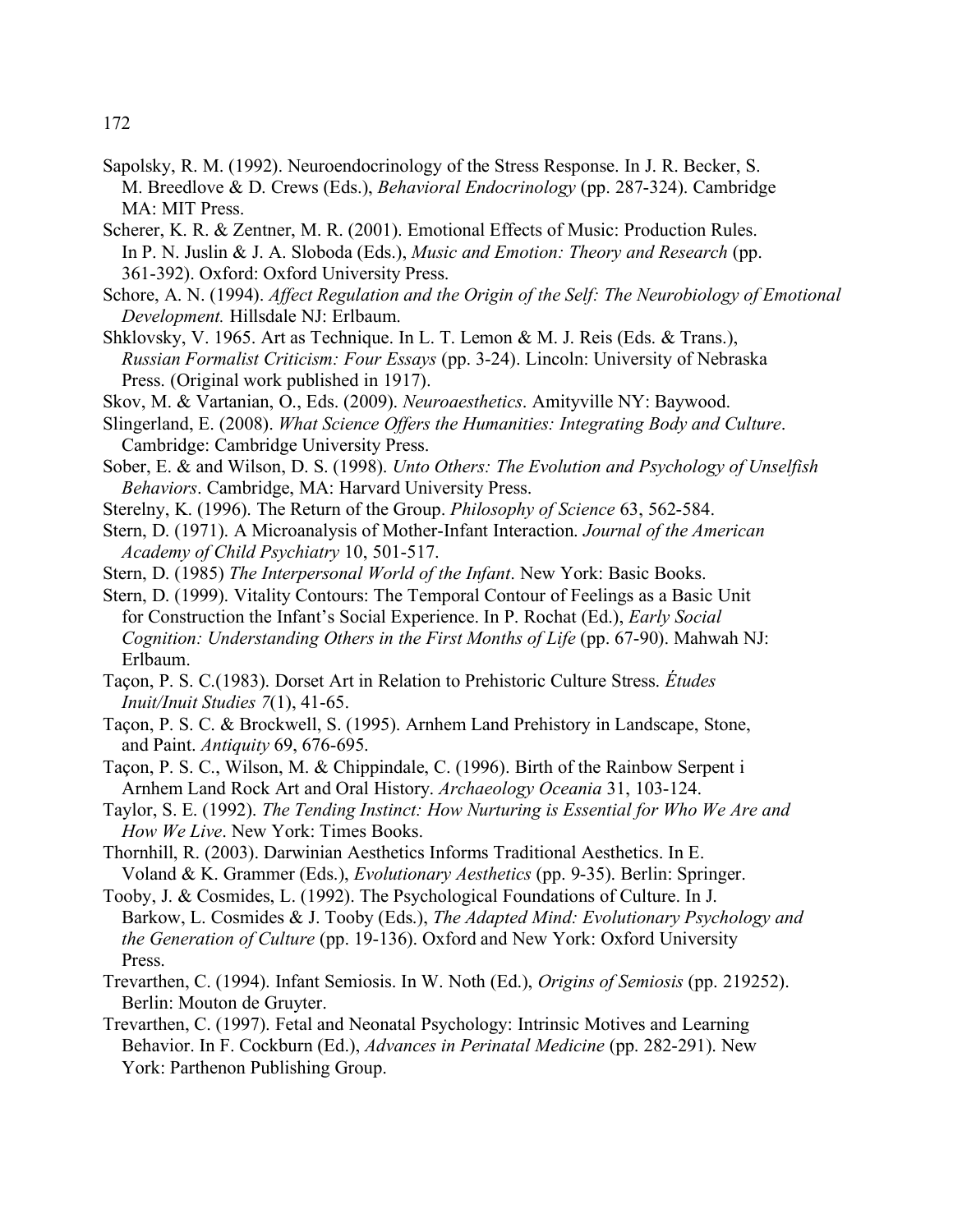Sapolsky, R. M. (1992). Neuroendocrinology of the Stress Response. In J. R. Becker, S. M. Breedlove & D. Crews (Eds.), *Behavioral Endocrinology* (pp. 287-324). Cambridge MA: MIT Press.

Scherer, K. R. & Zentner, M. R. (2001). Emotional Effects of Music: Production Rules. In P. N. Juslin & J. A. Sloboda (Eds.), *Music and Emotion: Theory and Research* (pp. 361-392). Oxford: Oxford University Press.

Schore, A. N. (1994). *Affect Regulation and the Origin of the Self: The Neurobiology of Emotional Development.* Hillsdale NJ: Erlbaum.

Shklovsky, V. 1965. Art as Technique. In L. T. Lemon & M. J. Reis (Eds. & Trans.), *Russian Formalist Criticism: Four Essays* (pp. 3-24). Lincoln: University of Nebraska Press. (Original work published in 1917).

Skov, M. & Vartanian, O., Eds. (2009). *Neuroaesthetics*. Amityville NY: Baywood.

Slingerland, E. (2008). *What Science Offers the Humanities: Integrating Body and Culture*. Cambridge: Cambridge University Press.

Sober, E. & and Wilson, D. S. (1998). *Unto Others: The Evolution and Psychology of Unselfish Behaviors*. Cambridge, MA: Harvard University Press.

Sterelny, K. (1996). The Return of the Group. *Philosophy of Science* 63, 562-584.

Stern, D. (1971). A Microanalysis of Mother-Infant Interaction. *Journal of the American Academy of Child Psychiatry* 10, 501-517.

Stern, D. (1985) *The Interpersonal World of the Infant*. New York: Basic Books.

Stern, D. (1999). Vitality Contours: The Temporal Contour of Feelings as a Basic Unit for Construction the Infant's Social Experience. In P. Rochat (Ed.), *Early Social Cognition: Understanding Others in the First Months of Life* (pp. 67-90). Mahwah NJ: Erlbaum.

Taçon, P. S. C.(1983). Dorset Art in Relation to Prehistoric Culture Stress. *Études Inuit/Inuit Studies 7*(1), 41-65.

Taçon, P. S. C. & Brockwell, S. (1995). Arnhem Land Prehistory in Landscape, Stone, and Paint. *Antiquity* 69, 676-695.

Taçon, P. S. C., Wilson, M. & Chippindale, C. (1996). Birth of the Rainbow Serpent i Arnhem Land Rock Art and Oral History. *Archaeology Oceania* 31, 103-124.

Taylor, S. E. (1992). *The Tending Instinct: How Nurturing is Essential for Who We Are and How We Live*. New York: Times Books.

Thornhill, R. (2003). Darwinian Aesthetics Informs Traditional Aesthetics. In E. Voland & K. Grammer (Eds.), *Evolutionary Aesthetics* (pp. 9-35). Berlin: Springer.

Tooby, J. & Cosmides, L. (1992). The Psychological Foundations of Culture. In J. Barkow, L. Cosmides & J. Tooby (Eds.), *The Adapted Mind: Evolutionary Psychology and the Generation of Culture* (pp. 19-136). Oxford and New York: Oxford University Press.

Trevarthen, C. (1994). Infant Semiosis. In W. Noth (Ed.), *Origins of Semiosis* (pp. 219252). Berlin: Mouton de Gruyter.

Trevarthen, C. (1997). Fetal and Neonatal Psychology: Intrinsic Motives and Learning Behavior. In F. Cockburn (Ed.), *Advances in Perinatal Medicine* (pp. 282-291). New York: Parthenon Publishing Group.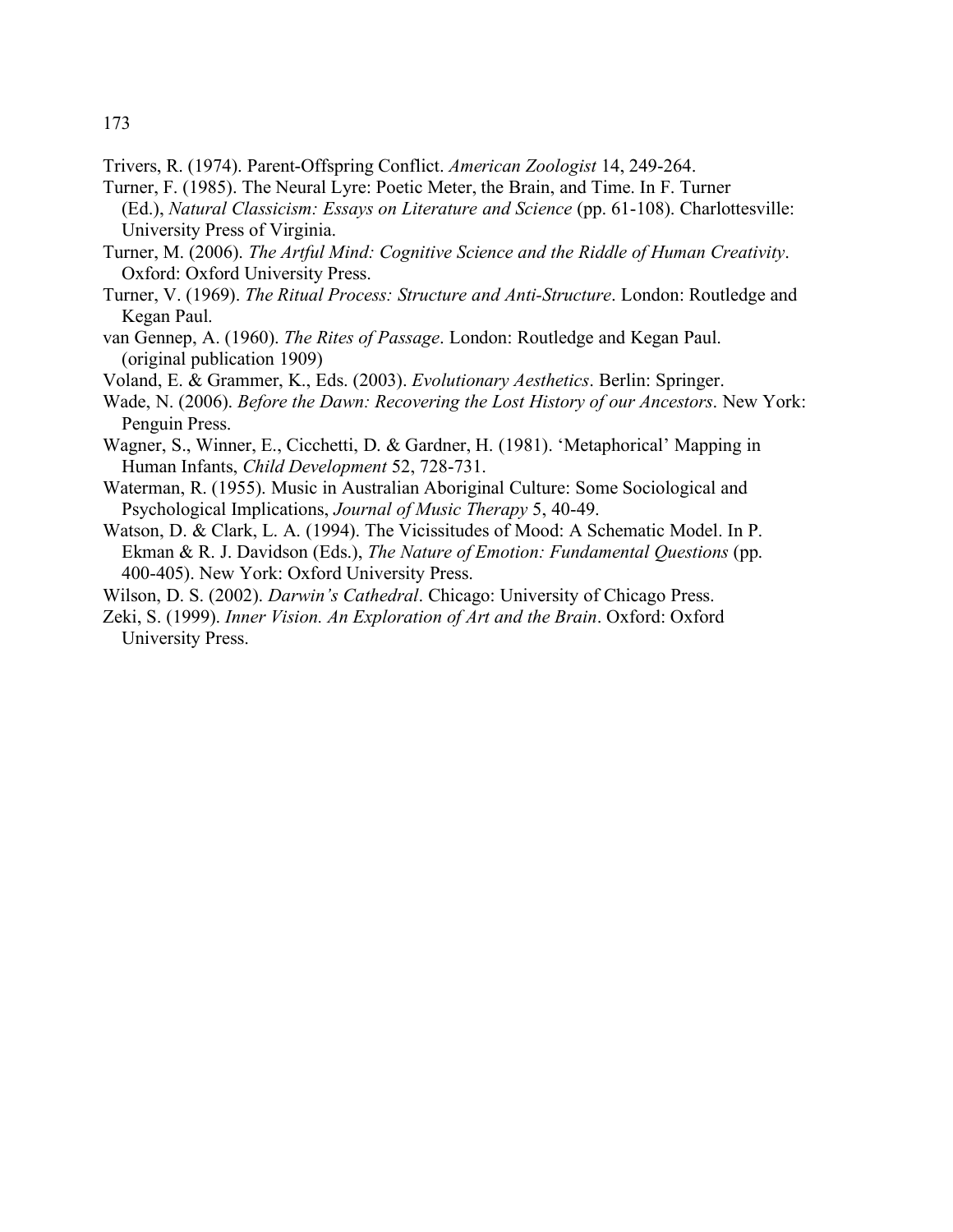Trivers, R. (1974). Parent-Offspring Conflict. *American Zoologist* 14, 249-264.

Turner, F. (1985). The Neural Lyre: Poetic Meter, the Brain, and Time. In F. Turner (Ed.), *Natural Classicism: Essays on Literature and Science* (pp. 61-108). Charlottesville: University Press of Virginia.

Turner, M. (2006). *The Artful Mind: Cognitive Science and the Riddle of Human Creativity*. Oxford: Oxford University Press.

Turner, V. (1969). *The Ritual Process: Structure and Anti-Structure*. London: Routledge and Kegan Paul.

van Gennep, A. (1960). *The Rites of Passage*. London: Routledge and Kegan Paul. (original publication 1909)

Voland, E. & Grammer, K., Eds. (2003). *Evolutionary Aesthetics*. Berlin: Springer.

Wade, N. (2006). *Before the Dawn: Recovering the Lost History of our Ancestors*. New York: Penguin Press.

Wagner, S., Winner, E., Cicchetti, D. & Gardner, H. (1981). 'Metaphorical' Mapping in Human Infants, *Child Development* 52, 728-731.

Waterman, R. (1955). Music in Australian Aboriginal Culture: Some Sociological and Psychological Implications, *Journal of Music Therapy* 5, 40-49.

Watson, D. & Clark, L. A. (1994). The Vicissitudes of Mood: A Schematic Model. In P. Ekman & R. J. Davidson (Eds.), *The Nature of Emotion: Fundamental Questions* (pp. 400-405). New York: Oxford University Press.

Wilson, D. S. (2002). *Darwin's Cathedral*. Chicago: University of Chicago Press.

Zeki, S. (1999). *Inner Vision. An Exploration of Art and the Brain*. Oxford: Oxford University Press.